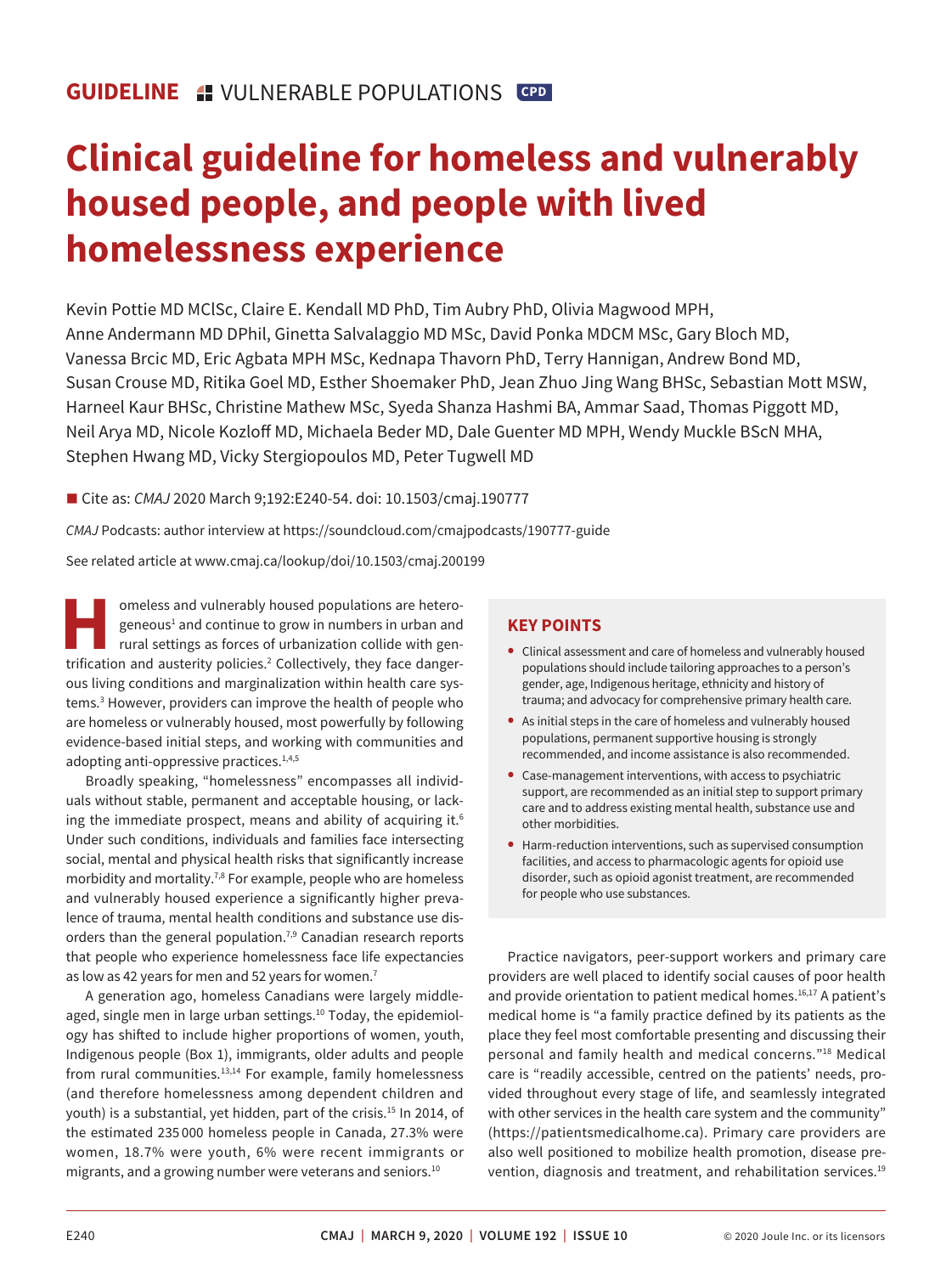GUIDELINE VULNERABLE POPULATIONS CPD

# Clinical guideline for homeless and vulnerably housed people, and people with lived homelessness experience

Kevin Pottie MD MClSc, Claire E. Kendall MD PhD, Tim Aubry PhD, Olivia Magwood MPH, Anne Andermann MD DPhil, Ginetta Salvalaggio MD MSc, David Ponka MDCM MSc, Gary Bloch MD, Vanessa Brcic MD, Eric Agbata MPH MSc, Kednapa Thavorn PhD, Terry Hannigan, Andrew Bond MD, Susan Crouse MD, Ritika Goel MD, Esther Shoemaker PhD, Jean Zhuo Jing Wang BHSc, Sebastian Mott MSW, Harneel Kaur BHSc, Christine Mathew MSc, Syeda Shanza Hashmi BA, Ammar Saad, Thomas Piggott MD, Neil Arya MD, Nicole Kozloff MD, Michaela Beder MD, Dale Guenter MD MPH, Wendy Muckle BScN MHA, Stephen Hwang MD, Vicky Stergiopoulos MD, Peter Tugwell MD

■ Cite as: *CMAJ* 2020 March 9;192:E240-54. doi: 10.1503/cmaj.190777

*CMAJ* Podcasts: author interview at https://soundcloud.com/cmajpodcasts/190777-guide

See related article at www.cmaj.ca/lookup/doi/10.1503/cmaj.200199

Homeless and vulnerably housed populations are heterogeneous[1] and continue to grow in numbers in urban and rural settings as forces of urbanization collide with gentrification and austerity policies.[2] Collectively, they face dangerous living conditions and marginalization within health care systems.[3] However, providers can improve the health of people who are homeless or vulnerably housed, most powerfully by following evidence-based initial steps, and working with communities and adopting anti-oppressive practices.[1,4,5]

Broadly speaking, "homelessness" encompasses all individuals without stable, permanent and acceptable housing, or lacking the immediate prospect, means and ability of acquiring it.[6] Under such conditions, individuals and families face intersecting social, mental and physical health risks that significantly increase morbidity and mortality.[7,8] For example, people who are homeless and vulnerably housed experience a significantly higher prevalence of trauma, mental health conditions and substance use disorders than the general population.[7,9] Canadian research reports that people who experience homelessness face life expectancies as low as 42 years for men and 52 years for women.[7]

A generation ago, homeless Canadians were largely middle-aged, single men in large urban settings.[10] Today, the epidemiology has shifted to include higher proportions of women, youth, Indigenous people (Box 1), immigrants, older adults and people from rural communities.[13,14] For example, family homelessness (and therefore homelessness among dependent children and youth) is a substantial, yet hidden, part of the crisis.[15] In 2014, of the estimated 235 000 homeless people in Canada, 27.3% were women, 18.7% were youth, 6% were recent immigrants or migrants, and a growing number were veterans and seniors.[10]

## KEY POINTS

- Clinical assessment and care of homeless and vulnerably housed populations should include tailoring approaches to a person's gender, age, Indigenous heritage, ethnicity and history of trauma; and advocacy for comprehensive primary health care.
- As initial steps in the care of homeless and vulnerably housed populations, permanent supportive housing is strongly recommended, and income assistance is also recommended.
- Case-management interventions, with access to psychiatric support, are recommended as an initial step to support primary care and to address existing mental health, substance use and other morbidities.
- Harm-reduction interventions, such as supervised consumption facilities, and access to pharmacologic agents for opioid use disorder, such as opioid agonist treatment, are recommended for people who use substances.

Practice navigators, peer-support workers and primary care providers are well placed to identify social causes of poor health and provide orientation to patient medical homes.[16,17] A patient's medical home is "a family practice defined by its patients as the place they feel most comfortable presenting and discussing their personal and family health and medical concerns."[18] Medical care is "readily accessible, centred on the patients' needs, provided throughout every stage of life, and seamlessly integrated with other services in the health care system and the community" (https://patientsmedicalhome.ca). Primary care providers are also well positioned to mobilize health promotion, disease prevention, diagnosis and treatment, and rehabilitation services.[19]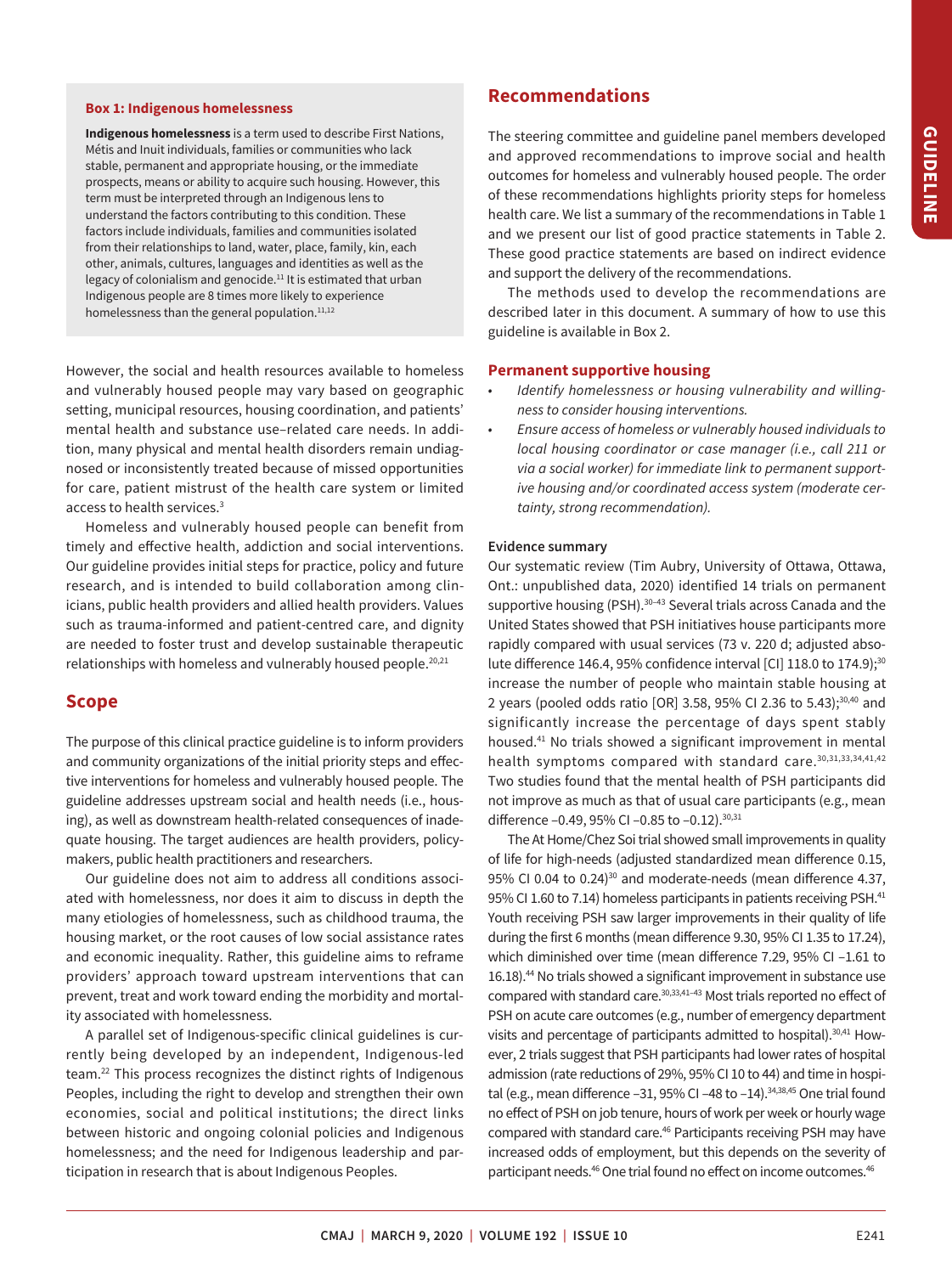**Box 1: Indigenous homelessness**

**Indigenous homelessness** is a term used to describe First Nations, Métis and Inuit individuals, families or communities who lack stable, permanent and appropriate housing, or the immediate prospects, means or ability to acquire such housing. However, this term must be interpreted through an Indigenous lens to understand the factors contributing to this condition. These factors include individuals, families and communities isolated from their relationships to land, water, place, family, kin, each other, animals, cultures, languages and identities as well as the legacy of colonialism and genocide.[11] It is estimated that urban Indigenous people are 8 times more likely to experience homelessness than the general population.[11,12]

However, the social and health resources available to homeless and vulnerably housed people may vary based on geographic setting, municipal resources, housing coordination, and patients' mental health and substance use–related care needs. In addition, many physical and mental health disorders remain undiagnosed or inconsistently treated because of missed opportunities for care, patient mistrust of the health care system or limited access to health services.[3]

Homeless and vulnerably housed people can benefit from timely and effective health, addiction and social interventions. Our guideline provides initial steps for practice, policy and future research, and is intended to build collaboration among clinicians, public health providers and allied health providers. Values such as trauma-informed and patient-centred care, and dignity are needed to foster trust and develop sustainable therapeutic relationships with homeless and vulnerably housed people.[20,21]

## Scope

The purpose of this clinical practice guideline is to inform providers and community organizations of the initial priority steps and effective interventions for homeless and vulnerably housed people. The guideline addresses upstream social and health needs (i.e., housing), as well as downstream health-related consequences of inadequate housing. The target audiences are health providers, policy-makers, public health practitioners and researchers.

Our guideline does not aim to address all conditions associated with homelessness, nor does it aim to discuss in depth the many etiologies of homelessness, such as childhood trauma, the housing market, or the root causes of low social assistance rates and economic inequality. Rather, this guideline aims to reframe providers' approach toward upstream interventions that can prevent, treat and work toward ending the morbidity and mortality associated with homelessness.

A parallel set of Indigenous-specific clinical guidelines is currently being developed by an independent, Indigenous-led team.[22] This process recognizes the distinct rights of Indigenous Peoples, including the right to develop and strengthen their own economies, social and political institutions; the direct links between historic and ongoing colonial policies and Indigenous homelessness; and the need for Indigenous leadership and participation in research that is about Indigenous Peoples.

## Recommendations

The steering committee and guideline panel members developed and approved recommendations to improve social and health outcomes for homeless and vulnerably housed people. The order of these recommendations highlights priority steps for homeless health care. We list a summary of the recommendations in Table 1 and we present our list of good practice statements in Table 2. These good practice statements are based on indirect evidence and support the delivery of the recommendations.

The methods used to develop the recommendations are described later in this document. A summary of how to use this guideline is available in Box 2.

### Permanent supportive housing

- *Identify homelessness or housing vulnerability and willingness to consider housing interventions.*
- *Ensure access of homeless or vulnerably housed individuals to local housing coordinator or case manager (i.e., call 211 or via a social worker) for immediate link to permanent supportive housing and/or coordinated access system (moderate certainty, strong recommendation).*

#### Evidence summary

Our systematic review (Tim Aubry, University of Ottawa, Ottawa, Ont.: unpublished data, 2020) identified 14 trials on permanent supportive housing (PSH).[30–43] Several trials across Canada and the United States showed that PSH initiatives house participants more rapidly compared with usual services (73 v. 220 d; adjusted absolute difference 146.4, 95% confidence interval [CI] 118.0 to 174.9);[30] increase the number of people who maintain stable housing at 2 years (pooled odds ratio [OR] 3.58, 95% CI 2.36 to 5.43);[30,40] and significantly increase the percentage of days spent stably housed.[41] No trials showed a significant improvement in mental health symptoms compared with standard care.[30,31,33,34,41,42] Two studies found that the mental health of PSH participants did not improve as much as that of usual care participants (e.g., mean difference −0.49, 95% CI −0.85 to −0.12).[30,31]

The At Home/Chez Soi trial showed small improvements in quality of life for high-needs (adjusted standardized mean difference 0.15, 95% CI 0.04 to 0.24)[30] and moderate-needs (mean difference 4.37, 95% CI 1.60 to 7.14) homeless participants in patients receiving PSH.[41] Youth receiving PSH saw larger improvements in their quality of life during the first 6 months (mean difference 9.30, 95% CI 1.35 to 17.24), which diminished over time (mean difference 7.29, 95% CI −1.61 to 16.18).[44] No trials showed a significant improvement in substance use compared with standard care.[30,33,41–43] Most trials reported no effect of PSH on acute care outcomes (e.g., number of emergency department visits and percentage of participants admitted to hospital).[30,41] However, 2 trials suggest that PSH participants had lower rates of hospital admission (rate reductions of 29%, 95% CI 10 to 44) and time in hospital (e.g., mean difference −31, 95% CI −48 to −14).[34,38,45] One trial found no effect of PSH on job tenure, hours of work per week or hourly wage compared with standard care.[46] Participants receiving PSH may have increased odds of employment, but this depends on the severity of participant needs.[46] One trial found no effect on income outcomes.[46]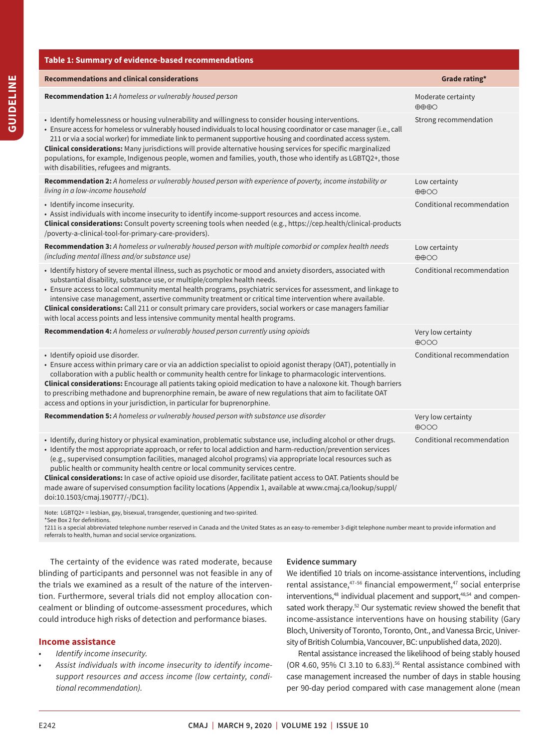**Table 1: Summary of evidence-based recommendations**

| Recommendations and clinical considerations | Grade rating* |
|---|---|
| **Recommendation 1:** *A homeless or vulnerably housed person* | Moderate certainty ⊕⊕⊕○ |
| • Identify homelessness or housing vulnerability and willingness to consider housing interventions.<br>• Ensure access for homeless or vulnerably housed individuals to local housing coordinator or case manager (i.e., call 211 or via a social worker) for immediate link to permanent supportive housing and coordinated access system.<br>**Clinical considerations:** Many jurisdictions will provide alternative housing services for specific marginalized populations, for example, Indigenous people, women and families, youth, those who identify as LGBTQ2+, those with disabilities, refugees and migrants. | Strong recommendation |
| **Recommendation 2:** *A homeless or vulnerably housed person with experience of poverty, income instability or living in a low-income household* | Low certainty ⊕⊕○○ |
| • Identify income insecurity.<br>• Assist individuals with income insecurity to identify income-support resources and access income.<br>**Clinical considerations:** Consult poverty screening tools when needed (e.g., https://cep.health/clinical-products/poverty-a-clinical-tool-for-primary-care-providers). | Conditional recommendation |
| **Recommendation 3:** *A homeless or vulnerably housed person with multiple comorbid or complex health needs (including mental illness and/or substance use)* | Low certainty ⊕⊕○○ |
| • Identify history of severe mental illness, such as psychotic or mood and anxiety disorders, associated with substantial disability, substance use, or multiple/complex health needs.<br>• Ensure access to local community mental health programs, psychiatric services for assessment, and linkage to intensive case management, assertive community treatment or critical time intervention where available.<br>**Clinical considerations:** Call 211 or consult primary care providers, social workers or case managers familiar with local access points and less intensive community mental health programs. | Conditional recommendation |
| **Recommendation 4:** *A homeless or vulnerably housed person currently using opioids* | Very low certainty ⊕○○○ |
| • Identify opioid use disorder.<br>• Ensure access within primary care or via an addiction specialist to opioid agonist therapy (OAT), potentially in collaboration with a public health or community health centre for linkage to pharmacologic interventions.<br>**Clinical considerations:** Encourage all patients taking opioid medication to have a naloxone kit. Though barriers to prescribing methadone and buprenorphine remain, be aware of new regulations that aim to facilitate OAT access and options in your jurisdiction, in particular for buprenorphine. | Conditional recommendation |
| **Recommendation 5:** *A homeless or vulnerably housed person with substance use disorder* | Very low certainty ⊕○○○ |
| • Identify, during history or physical examination, problematic substance use, including alcohol or other drugs.<br>• Identify the most appropriate approach, or refer to local addiction and harm-reduction/prevention services (e.g., supervised consumption facilities, managed alcohol programs) via appropriate local resources such as public health or community health centre or local community services centre.<br>**Clinical considerations:** In case of active opioid use disorder, facilitate patient access to OAT. Patients should be made aware of supervised consumption facility locations (Appendix 1, available at www.cmaj.ca/lookup/suppl/doi:10.1503/cmaj.190777/-/DC1). | Conditional recommendation |

Note: LGBTQ2+ = lesbian, gay, bisexual, transgender, questioning and two-spirited.
*See Box 2 for definitions.
†211 is a special abbreviated telephone number reserved in Canada and the United States as an easy-to-remember 3-digit telephone number meant to provide information and referrals to health, human and social service organizations.

The certainty of the evidence was rated moderate, because blinding of participants and personnel was not feasible in any of the trials we examined as a result of the nature of the intervention. Furthermore, several trials did not employ allocation concealment or blinding of outcome-assessment procedures, which could introduce high risks of detection and performance biases.

## Income assistance

- *Identify income insecurity.*
- *Assist individuals with income insecurity to identify income-support resources and access income (low certainty, conditional recommendation).*

### Evidence summary

We identified 10 trials on income-assistance interventions, including rental assistance,[47–56] financial empowerment,[47] social enterprise interventions,[48] individual placement and support,[48,54] and compensated work therapy.[52] Our systematic review showed the benefit that income-assistance interventions have on housing stability (Gary Bloch, University of Toronto, Toronto, Ont., and Vanessa Brcic, University of British Columbia, Vancouver, BC: unpublished data, 2020).

Rental assistance increased the likelihood of being stably housed (OR 4.60, 95% CI 3.10 to 6.83).[56] Rental assistance combined with case management increased the number of days in stable housing per 90-day period compared with case management alone (mean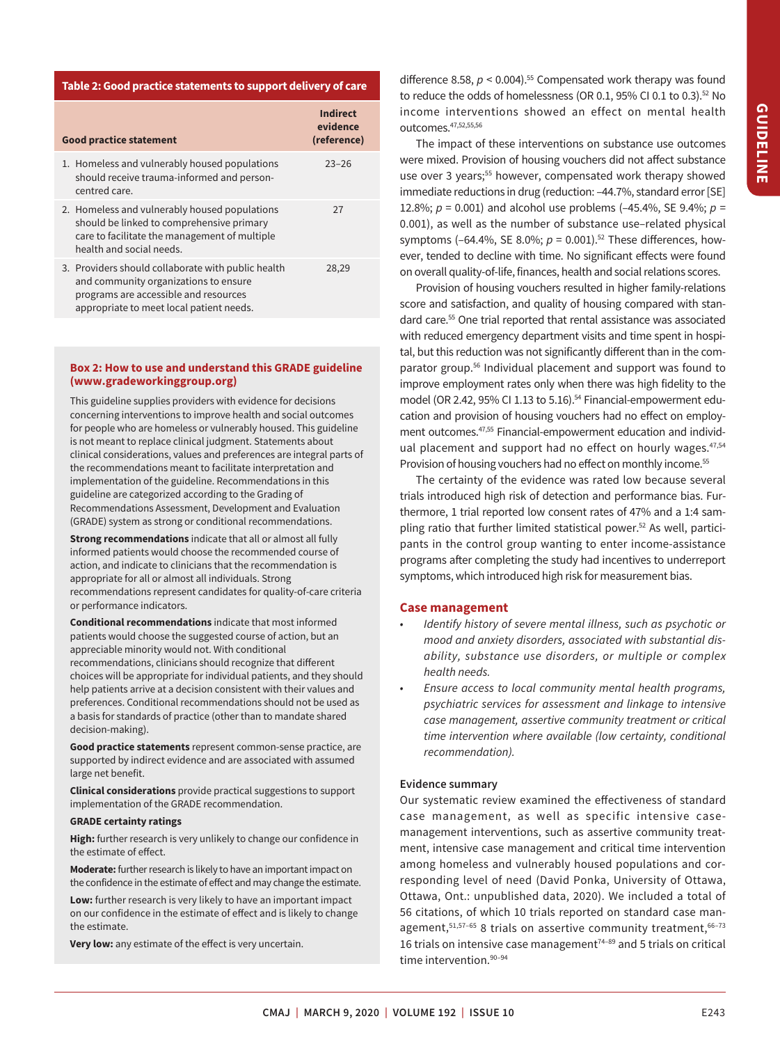**Table 2: Good practice statements to support delivery of care**

| Good practice statement | Indirect evidence (reference) |
|---|---|
| 1. Homeless and vulnerably housed populations should receive trauma-informed and person-centred care. | 23–26 |
| 2. Homeless and vulnerably housed populations should be linked to comprehensive primary care to facilitate the management of multiple health and social needs. | 27 |
| 3. Providers should collaborate with public health and community organizations to ensure programs are accessible and resources appropriate to meet local patient needs. | 28,29 |

**Box 2: How to use and understand this GRADE guideline (www.gradeworkinggroup.org)**

This guideline supplies providers with evidence for decisions concerning interventions to improve health and social outcomes for people who are homeless or vulnerably housed. This guideline is not meant to replace clinical judgment. Statements about clinical considerations, values and preferences are integral parts of the recommendations meant to facilitate interpretation and implementation of the guideline. Recommendations in this guideline are categorized according to the Grading of Recommendations Assessment, Development and Evaluation (GRADE) system as strong or conditional recommendations.

**Strong recommendations** indicate that all or almost all fully informed patients would choose the recommended course of action, and indicate to clinicians that the recommendation is appropriate for all or almost all individuals. Strong recommendations represent candidates for quality-of-care criteria or performance indicators.

**Conditional recommendations** indicate that most informed patients would choose the suggested course of action, but an appreciable minority would not. With conditional recommendations, clinicians should recognize that different choices will be appropriate for individual patients, and they should help patients arrive at a decision consistent with their values and preferences. Conditional recommendations should not be used as a basis for standards of practice (other than to mandate shared decision-making).

**Good practice statements** represent common-sense practice, are supported by indirect evidence and are associated with assumed large net benefit.

**Clinical considerations** provide practical suggestions to support implementation of the GRADE recommendation.

**GRADE certainty ratings**

**High:** further research is very unlikely to change our confidence in the estimate of effect.

**Moderate:** further research is likely to have an important impact on the confidence in the estimate of effect and may change the estimate.

**Low:** further research is very likely to have an important impact on our confidence in the estimate of effect and is likely to change the estimate.

**Very low:** any estimate of the effect is very uncertain.

difference 8.58, $p < 0.004$).[55] Compensated work therapy was found to reduce the odds of homelessness (OR 0.1, 95% CI 0.1 to 0.3).[52] No income interventions showed an effect on mental health outcomes.[47,52,55,56]

The impact of these interventions on substance use outcomes were mixed. Provision of housing vouchers did not affect substance use over 3 years;[55] however, compensated work therapy showed immediate reductions in drug (reduction: –44.7%, standard error [SE] 12.8%; $p = 0.001$) and alcohol use problems (–45.4%, SE 9.4%; $p = 0.001$), as well as the number of substance use–related physical symptoms (–64.4%, SE 8.0%; $p = 0.001$).[52] These differences, however, tended to decline with time. No significant effects were found on overall quality-of-life, finances, health and social relations scores.

Provision of housing vouchers resulted in higher family-relations score and satisfaction, and quality of housing compared with standard care.[55] One trial reported that rental assistance was associated with reduced emergency department visits and time spent in hospital, but this reduction was not significantly different than in the comparator group.[56] Individual placement and support was found to improve employment rates only when there was high fidelity to the model (OR 2.42, 95% CI 1.13 to 5.16).[54] Financial-empowerment education and provision of housing vouchers had no effect on employment outcomes.[47,55] Financial-empowerment education and individual placement and support had no effect on hourly wages.[47,54] Provision of housing vouchers had no effect on monthly income.[55]

The certainty of the evidence was rated low because several trials introduced high risk of detection and performance bias. Furthermore, 1 trial reported low consent rates of 47% and a 1:4 sampling ratio that further limited statistical power.[52] As well, participants in the control group wanting to enter income-assistance programs after completing the study had incentives to underreport symptoms, which introduced high risk for measurement bias.

## Case management

- *Identify history of severe mental illness, such as psychotic or mood and anxiety disorders, associated with substantial disability, substance use disorders, or multiple or complex health needs.*
- *Ensure access to local community mental health programs, psychiatric services for assessment and linkage to intensive case management, assertive community treatment or critical time intervention where available (low certainty, conditional recommendation).*

### Evidence summary

Our systematic review examined the effectiveness of standard case management, as well as specific intensive case-management interventions, such as assertive community treatment, intensive case management and critical time intervention among homeless and vulnerably housed populations and corresponding level of evidence (David Ponka, University of Ottawa, Ottawa, Ont.: unpublished data, 2020). We included a total of 56 citations, of which 10 trials reported on standard case management,[51,57–65] 8 trials on assertive community treatment,[66–73] 16 trials on intensive case management[74–89] and 5 trials on critical time intervention.[90–94]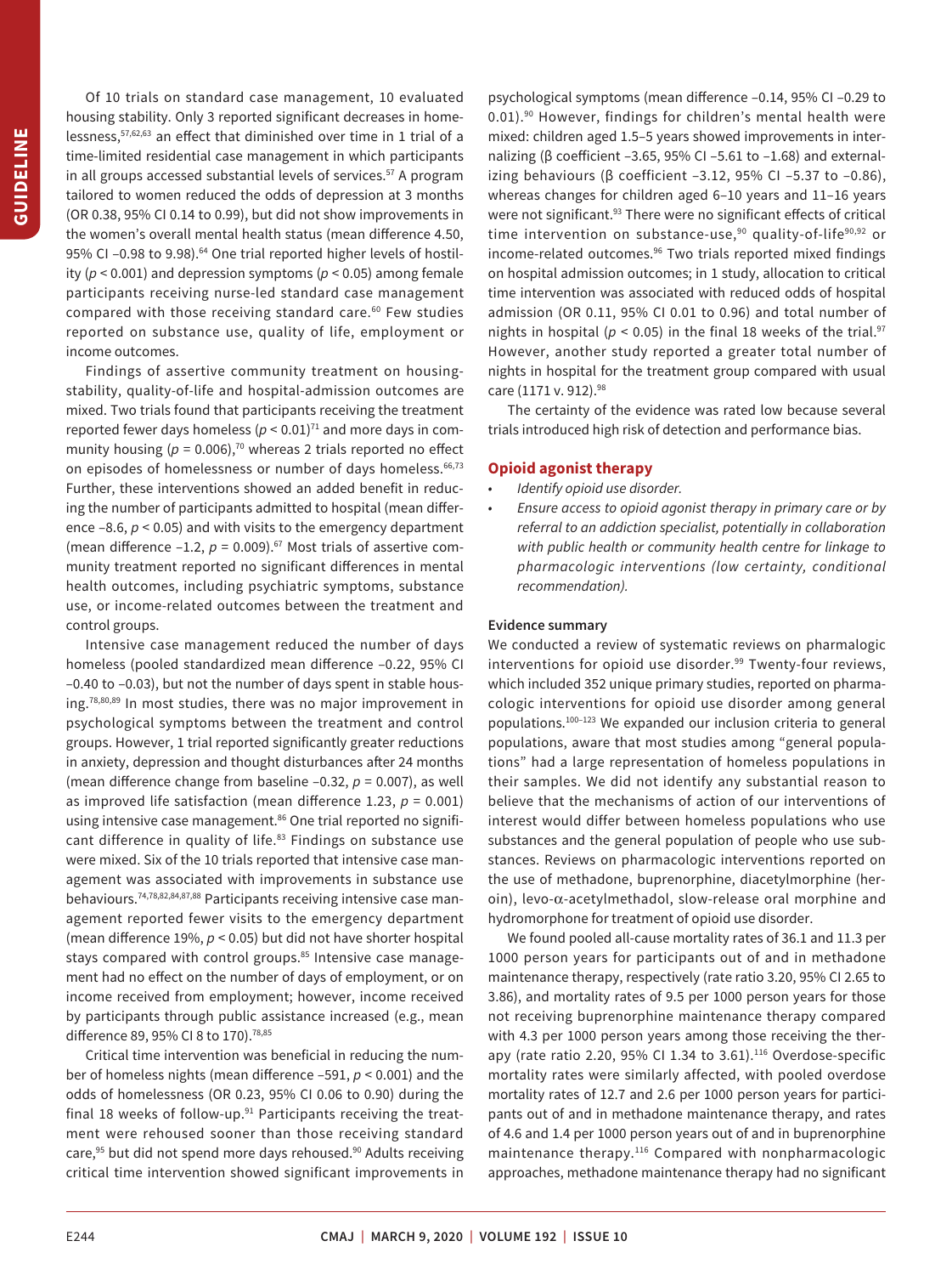Of 10 trials on standard case management, 10 evaluated housing stability. Only 3 reported significant decreases in homelessness,[57,62,63] an effect that diminished over time in 1 trial of a time-limited residential case management in which participants in all groups accessed substantial levels of services.[57] A program tailored to women reduced the odds of depression at 3 months (OR 0.38, 95% CI 0.14 to 0.99), but did not show improvements in the women's overall mental health status (mean difference 4.50, 95% CI −0.98 to 9.98).[64] One trial reported higher levels of hostility ($p < 0.001$) and depression symptoms ($p < 0.05$) among female participants receiving nurse-led standard case management compared with those receiving standard care.[60] Few studies reported on substance use, quality of life, employment or income outcomes.

Findings of assertive community treatment on housing-stability, quality-of-life and hospital-admission outcomes are mixed. Two trials found that participants receiving the treatment reported fewer days homeless ($p < 0.01$)[71] and more days in community housing ($p = 0.006$),[70] whereas 2 trials reported no effect on episodes of homelessness or number of days homeless.[66,73] Further, these interventions showed an added benefit in reducing the number of participants admitted to hospital (mean difference −8.6, $p < 0.05$) and with visits to the emergency department (mean difference −1.2, $p = 0.009$).[67] Most trials of assertive community treatment reported no significant differences in mental health outcomes, including psychiatric symptoms, substance use, or income-related outcomes between the treatment and control groups.

Intensive case management reduced the number of days homeless (pooled standardized mean difference −0.22, 95% CI −0.40 to −0.03), but not the number of days spent in stable housing.[78,80,89] In most studies, there was no major improvement in psychological symptoms between the treatment and control groups. However, 1 trial reported significantly greater reductions in anxiety, depression and thought disturbances after 24 months (mean difference change from baseline −0.32, $p = 0.007$), as well as improved life satisfaction (mean difference 1.23, $p = 0.001$) using intensive case management.[86] One trial reported no significant difference in quality of life.[83] Findings on substance use were mixed. Six of the 10 trials reported that intensive case management was associated with improvements in substance use behaviours.[74,78,82,84,87,88] Participants receiving intensive case management reported fewer visits to the emergency department (mean difference 19%, $p < 0.05$) but did not have shorter hospital stays compared with control groups.[85] Intensive case management had no effect on the number of days of employment, or on income received from employment; however, income received by participants through public assistance increased (e.g., mean difference 89, 95% CI 8 to 170).[78,85]

Critical time intervention was beneficial in reducing the number of homeless nights (mean difference −591, $p < 0.001$) and the odds of homelessness (OR 0.23, 95% CI 0.06 to 0.90) during the final 18 weeks of follow-up.[91] Participants receiving the treatment were rehoused sooner than those receiving standard care,[95] but did not spend more days rehoused.[90] Adults receiving critical time intervention showed significant improvements in psychological symptoms (mean difference −0.14, 95% CI −0.29 to 0.01).[90] However, findings for children's mental health were mixed: children aged 1.5–5 years showed improvements in internalizing (β coefficient −3.65, 95% CI −5.61 to −1.68) and externalizing behaviours (β coefficient −3.12, 95% CI −5.37 to −0.86), whereas changes for children aged 6–10 years and 11–16 years were not significant.[93] There were no significant effects of critical time intervention on substance-use,[90] quality-of-life[90,92] or income-related outcomes.[96] Two trials reported mixed findings on hospital admission outcomes; in 1 study, allocation to critical time intervention was associated with reduced odds of hospital admission (OR 0.11, 95% CI 0.01 to 0.96) and total number of nights in hospital ($p < 0.05$) in the final 18 weeks of the trial.[97] However, another study reported a greater total number of nights in hospital for the treatment group compared with usual care (1171 v. 912).[98]

The certainty of the evidence was rated low because several trials introduced high risk of detection and performance bias.

## Opioid agonist therapy

- *Identify opioid use disorder.*
- *Ensure access to opioid agonist therapy in primary care or by referral to an addiction specialist, potentially in collaboration with public health or community health centre for linkage to pharmacologic interventions (low certainty, conditional recommendation).*

### Evidence summary

We conducted a review of systematic reviews on pharmalogic interventions for opioid use disorder.[99] Twenty-four reviews, which included 352 unique primary studies, reported on pharmacologic interventions for opioid use disorder among general populations.[100–123] We expanded our inclusion criteria to general populations, aware that most studies among "general populations" had a large representation of homeless populations in their samples. We did not identify any substantial reason to believe that the mechanisms of action of our interventions of interest would differ between homeless populations who use substances and the general population of people who use substances. Reviews on pharmacologic interventions reported on the use of methadone, buprenorphine, diacetylmorphine (heroin), levo-α-acetylmethadol, slow-release oral morphine and hydromorphone for treatment of opioid use disorder.

We found pooled all-cause mortality rates of 36.1 and 11.3 per 1000 person years for participants out of and in methadone maintenance therapy, respectively (rate ratio 3.20, 95% CI 2.65 to 3.86), and mortality rates of 9.5 per 1000 person years for those not receiving buprenorphine maintenance therapy compared with 4.3 per 1000 person years among those receiving the therapy (rate ratio 2.20, 95% CI 1.34 to 3.61).[116] Overdose-specific mortality rates were similarly affected, with pooled overdose mortality rates of 12.7 and 2.6 per 1000 person years for participants out of and in methadone maintenance therapy, and rates of 4.6 and 1.4 per 1000 person years out of and in buprenorphine maintenance therapy.[116] Compared with nonpharmacologic approaches, methadone maintenance therapy had no significant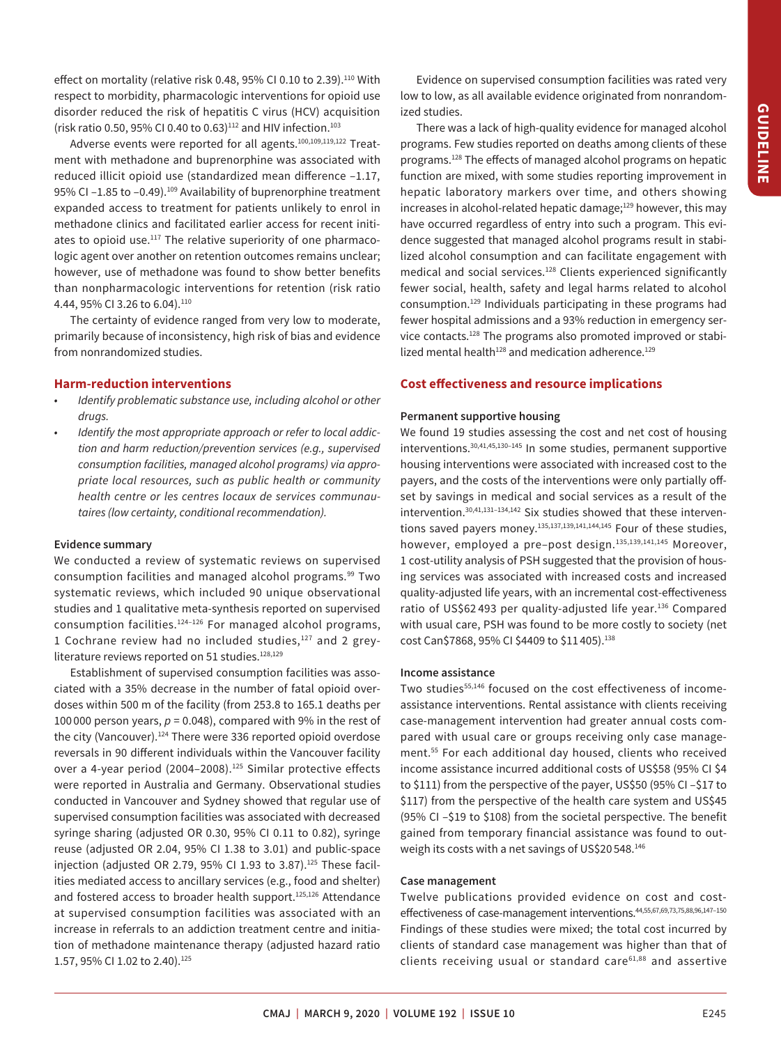effect on mortality (relative risk 0.48, 95% CI 0.10 to 2.39).[110] With respect to morbidity, pharmacologic interventions for opioid use disorder reduced the risk of hepatitis C virus (HCV) acquisition (risk ratio 0.50, 95% CI 0.40 to 0.63)[112] and HIV infection.[103]

Adverse events were reported for all agents.[100,109,119,122] Treatment with methadone and buprenorphine was associated with reduced illicit opioid use (standardized mean difference −1.17, 95% CI −1.85 to −0.49).[109] Availability of buprenorphine treatment expanded access to treatment for patients unlikely to enrol in methadone clinics and facilitated earlier access for recent initiates to opioid use.[117] The relative superiority of one pharmacologic agent over another on retention outcomes remains unclear; however, use of methadone was found to show better benefits than nonpharmacologic interventions for retention (risk ratio 4.44, 95% CI 3.26 to 6.04).[110]

The certainty of evidence ranged from very low to moderate, primarily because of inconsistency, high risk of bias and evidence from nonrandomized studies.

## Harm-reduction interventions

- *Identify problematic substance use, including alcohol or other drugs.*
- *Identify the most appropriate approach or refer to local addiction and harm reduction/prevention services (e.g., supervised consumption facilities, managed alcohol programs) via appropriate local resources, such as public health or community health centre or les centres locaux de services communautaires (low certainty, conditional recommendation).*

### Evidence summary

We conducted a review of systematic reviews on supervised consumption facilities and managed alcohol programs.[99] Two systematic reviews, which included 90 unique observational studies and 1 qualitative meta-synthesis reported on supervised consumption facilities.[124–126] For managed alcohol programs, 1 Cochrane review had no included studies,[127] and 2 grey-literature reviews reported on 51 studies.[128,129]

Establishment of supervised consumption facilities was associated with a 35% decrease in the number of fatal opioid overdoses within 500 m of the facility (from 253.8 to 165.1 deaths per 100 000 person years, $p = 0.048$), compared with 9% in the rest of the city (Vancouver).[124] There were 336 reported opioid overdose reversals in 90 different individuals within the Vancouver facility over a 4-year period (2004–2008).[125] Similar protective effects were reported in Australia and Germany. Observational studies conducted in Vancouver and Sydney showed that regular use of supervised consumption facilities was associated with decreased syringe sharing (adjusted OR 0.30, 95% CI 0.11 to 0.82), syringe reuse (adjusted OR 2.04, 95% CI 1.38 to 3.01) and public-space injection (adjusted OR 2.79, 95% CI 1.93 to 3.87).[125] These facilities mediated access to ancillary services (e.g., food and shelter) and fostered access to broader health support.[125,126] Attendance at supervised consumption facilities was associated with an increase in referrals to an addiction treatment centre and initiation of methadone maintenance therapy (adjusted hazard ratio 1.57, 95% CI 1.02 to 2.40).[125]

Evidence on supervised consumption facilities was rated very low to low, as all available evidence originated from nonrandomized studies.

There was a lack of high-quality evidence for managed alcohol programs. Few studies reported on deaths among clients of these programs.[128] The effects of managed alcohol programs on hepatic function are mixed, with some studies reporting improvement in hepatic laboratory markers over time, and others showing increases in alcohol-related hepatic damage;[129] however, this may have occurred regardless of entry into such a program. This evidence suggested that managed alcohol programs result in stabilized alcohol consumption and can facilitate engagement with medical and social services.[128] Clients experienced significantly fewer social, health, safety and legal harms related to alcohol consumption.[129] Individuals participating in these programs had fewer hospital admissions and a 93% reduction in emergency service contacts.[128] The programs also promoted improved or stabilized mental health[128] and medication adherence.[129]

## Cost effectiveness and resource implications

### Permanent supportive housing

We found 19 studies assessing the cost and net cost of housing interventions.[30,41,45,130–145] In some studies, permanent supportive housing interventions were associated with increased cost to the payers, and the costs of the interventions were only partially offset by savings in medical and social services as a result of the intervention.[30,41,131–134,142] Six studies showed that these interventions saved payers money.[135,137,139,141,144,145] Four of these studies, however, employed a pre–post design.[135,139,141,145] Moreover, 1 cost-utility analysis of PSH suggested that the provision of housing services was associated with increased costs and increased quality-adjusted life years, with an incremental cost-effectiveness ratio of US$62 493 per quality-adjusted life year.[136] Compared with usual care, PSH was found to be more costly to society (net cost Can$7868, 95% CI $4409 to $11 405).[138]

### Income assistance

Two studies[55,146] focused on the cost effectiveness of income-assistance interventions. Rental assistance with clients receiving case-management intervention had greater annual costs compared with usual care or groups receiving only case management.[55] For each additional day housed, clients who received income assistance incurred additional costs of US$58 (95% CI $4 to $111) from the perspective of the payer, US$50 (95% CI −$17 to $117) from the perspective of the health care system and US$45 (95% CI −$19 to $108) from the societal perspective. The benefit gained from temporary financial assistance was found to outweigh its costs with a net savings of US$20 548.[146]

### Case management

Twelve publications provided evidence on cost and cost-effectiveness of case-management interventions.[44,55,67,69,73,75,88,96,147–150] Findings of these studies were mixed; the total cost incurred by clients of standard case management was higher than that of clients receiving usual or standard care[61,88] and assertive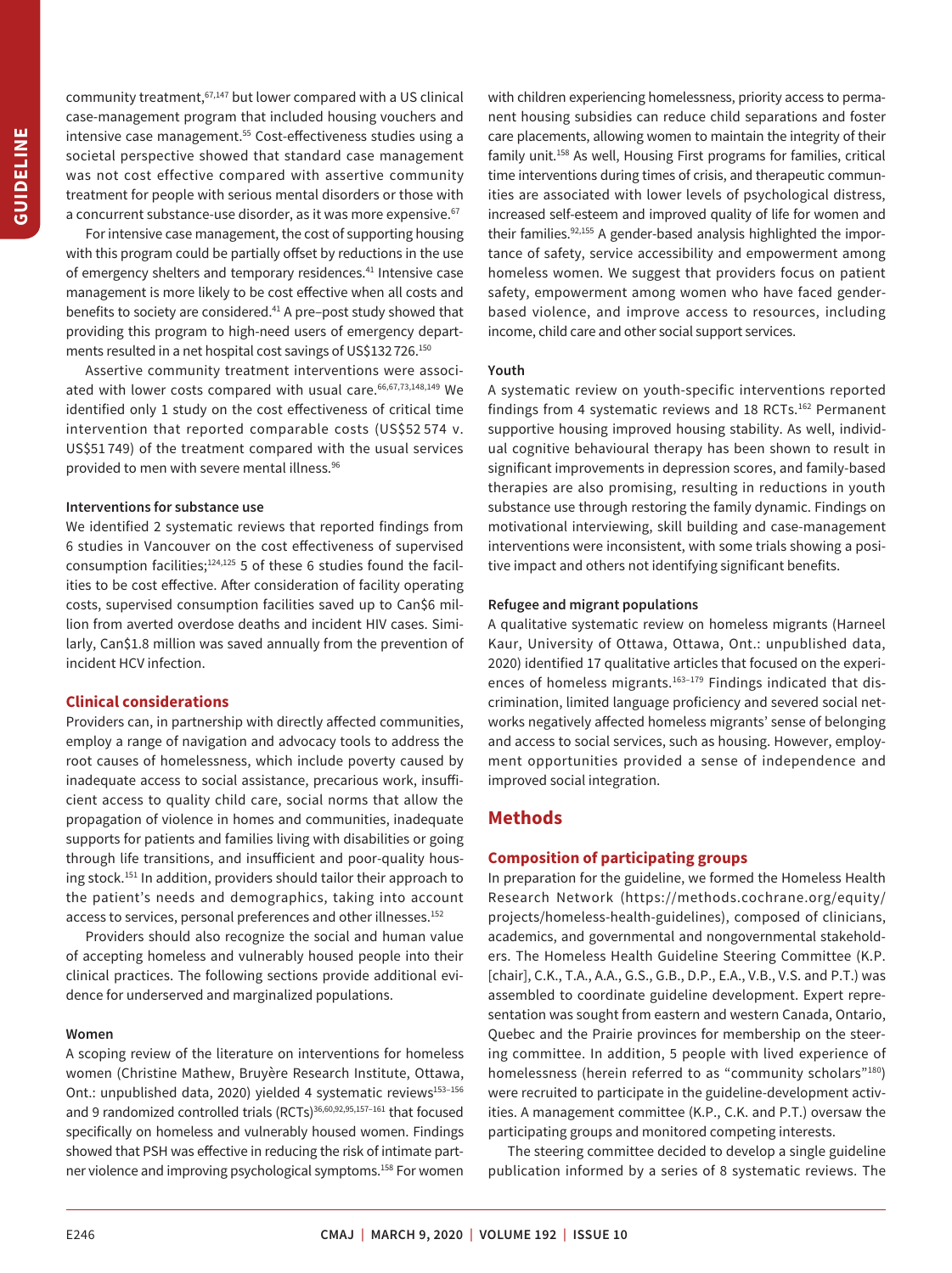community treatment,[67,147] but lower compared with a US clinical case-management program that included housing vouchers and intensive case management.[55] Cost-effectiveness studies using a societal perspective showed that standard case management was not cost effective compared with assertive community treatment for people with serious mental disorders or those with a concurrent substance-use disorder, as it was more expensive.[67]

For intensive case management, the cost of supporting housing with this program could be partially offset by reductions in the use of emergency shelters and temporary residences.[41] Intensive case management is more likely to be cost effective when all costs and benefits to society are considered.[41] A pre–post study showed that providing this program to high-need users of emergency departments resulted in a net hospital cost savings of US$132 726.[150]

Assertive community treatment interventions were associated with lower costs compared with usual care.[66,67,73,148,149] We identified only 1 study on the cost effectiveness of critical time intervention that reported comparable costs (US$52 574 v. US$51 749) of the treatment compared with the usual services provided to men with severe mental illness.[96]

#### Interventions for substance use

We identified 2 systematic reviews that reported findings from 6 studies in Vancouver on the cost effectiveness of supervised consumption facilities;[124,125] 5 of these 6 studies found the facilities to be cost effective. After consideration of facility operating costs, supervised consumption facilities saved up to Can$6 million from averted overdose deaths and incident HIV cases. Similarly, Can$1.8 million was saved annually from the prevention of incident HCV infection.

### Clinical considerations

Providers can, in partnership with directly affected communities, employ a range of navigation and advocacy tools to address the root causes of homelessness, which include poverty caused by inadequate access to social assistance, precarious work, insufficient access to quality child care, social norms that allow the propagation of violence in homes and communities, inadequate supports for patients and families living with disabilities or going through life transitions, and insufficient and poor-quality housing stock.[151] In addition, providers should tailor their approach to the patient's needs and demographics, taking into account access to services, personal preferences and other illnesses.[152]

Providers should also recognize the social and human value of accepting homeless and vulnerably housed people into their clinical practices. The following sections provide additional evidence for underserved and marginalized populations.

#### Women

A scoping review of the literature on interventions for homeless women (Christine Mathew, Bruyère Research Institute, Ottawa, Ont.: unpublished data, 2020) yielded 4 systematic reviews[153–156] and 9 randomized controlled trials (RCTs)[36,60,92,95,157–161] that focused specifically on homeless and vulnerably housed women. Findings showed that PSH was effective in reducing the risk of intimate partner violence and improving psychological symptoms.[158] For women with children experiencing homelessness, priority access to permanent housing subsidies can reduce child separations and foster care placements, allowing women to maintain the integrity of their family unit.[158] As well, Housing First programs for families, critical time interventions during times of crisis, and therapeutic communities are associated with lower levels of psychological distress, increased self-esteem and improved quality of life for women and their families.[92,155] A gender-based analysis highlighted the importance of safety, service accessibility and empowerment among homeless women. We suggest that providers focus on patient safety, empowerment among women who have faced gender-based violence, and improve access to resources, including income, child care and other social support services.

#### Youth

A systematic review on youth-specific interventions reported findings from 4 systematic reviews and 18 RCTs.[162] Permanent supportive housing improved housing stability. As well, individual cognitive behavioural therapy has been shown to result in significant improvements in depression scores, and family-based therapies are also promising, resulting in reductions in youth substance use through restoring the family dynamic. Findings on motivational interviewing, skill building and case-management interventions were inconsistent, with some trials showing a positive impact and others not identifying significant benefits.

#### Refugee and migrant populations

A qualitative systematic review on homeless migrants (Harneel Kaur, University of Ottawa, Ottawa, Ont.: unpublished data, 2020) identified 17 qualitative articles that focused on the experiences of homeless migrants.[163–179] Findings indicated that discrimination, limited language proficiency and severed social networks negatively affected homeless migrants' sense of belonging and access to social services, such as housing. However, employment opportunities provided a sense of independence and improved social integration.

## Methods

### Composition of participating groups

In preparation for the guideline, we formed the Homeless Health Research Network (https://methods.cochrane.org/equity/projects/homeless-health-guidelines), composed of clinicians, academics, and governmental and nongovernmental stakeholders. The Homeless Health Guideline Steering Committee (K.P. [chair], C.K., T.A., A.A., G.S., G.B., D.P., E.A., V.B., V.S. and P.T.) was assembled to coordinate guideline development. Expert representation was sought from eastern and western Canada, Ontario, Quebec and the Prairie provinces for membership on the steering committee. In addition, 5 people with lived experience of homelessness (herein referred to as "community scholars"[180]) were recruited to participate in the guideline-development activities. A management committee (K.P., C.K. and P.T.) oversaw the participating groups and monitored competing interests.

The steering committee decided to develop a single guideline publication informed by a series of 8 systematic reviews. The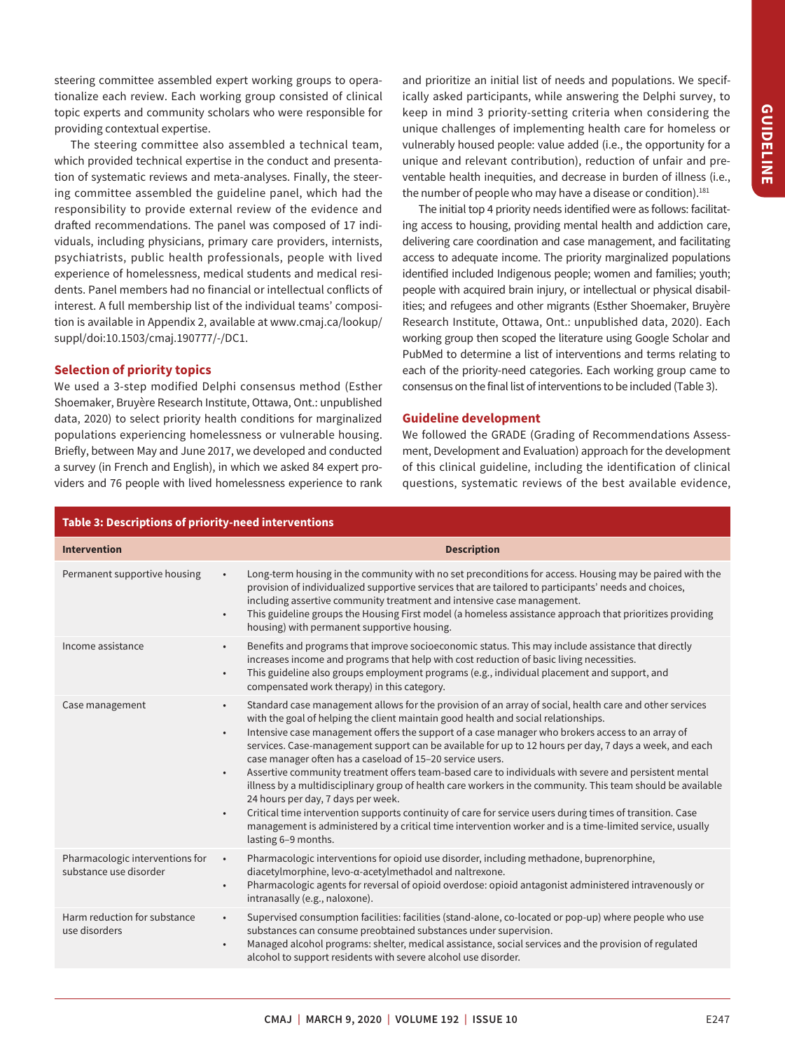steering committee assembled expert working groups to operationalize each review. Each working group consisted of clinical topic experts and community scholars who were responsible for providing contextual expertise.

The steering committee also assembled a technical team, which provided technical expertise in the conduct and presentation of systematic reviews and meta-analyses. Finally, the steering committee assembled the guideline panel, which had the responsibility to provide external review of the evidence and drafted recommendations. The panel was composed of 17 individuals, including physicians, primary care providers, internists, psychiatrists, public health professionals, people with lived experience of homelessness, medical students and medical residents. Panel members had no financial or intellectual conflicts of interest. A full membership list of the individual teams' composition is available in Appendix 2, available at www.cmaj.ca/lookup/suppl/doi:10.1503/cmaj.190777/-/DC1.

### Selection of priority topics

We used a 3-step modified Delphi consensus method (Esther Shoemaker, Bruyère Research Institute, Ottawa, Ont.: unpublished data, 2020) to select priority health conditions for marginalized populations experiencing homelessness or vulnerable housing. Briefly, between May and June 2017, we developed and conducted a survey (in French and English), in which we asked 84 expert providers and 76 people with lived homelessness experience to rank and prioritize an initial list of needs and populations. We specifically asked participants, while answering the Delphi survey, to keep in mind 3 priority-setting criteria when considering the unique challenges of implementing health care for homeless or vulnerably housed people: value added (i.e., the opportunity for a unique and relevant contribution), reduction of unfair and preventable health inequities, and decrease in burden of illness (i.e., the number of people who may have a disease or condition).[181]

The initial top 4 priority needs identified were as follows: facilitating access to housing, providing mental health and addiction care, delivering care coordination and case management, and facilitating access to adequate income. The priority marginalized populations identified included Indigenous people; women and families; youth; people with acquired brain injury, or intellectual or physical disabilities; and refugees and other migrants (Esther Shoemaker, Bruyère Research Institute, Ottawa, Ont.: unpublished data, 2020). Each working group then scoped the literature using Google Scholar and PubMed to determine a list of interventions and terms relating to each of the priority-need categories. Each working group came to consensus on the final list of interventions to be included (Table 3).

### Guideline development

We followed the GRADE (Grading of Recommendations Assessment, Development and Evaluation) approach for the development of this clinical guideline, including the identification of clinical questions, systematic reviews of the best available evidence,

**Table 3: Descriptions of priority-need interventions**

| Intervention | Description |
|---|---|
| Permanent supportive housing | • Long-term housing in the community with no set preconditions for access. Housing may be paired with the provision of individualized supportive services that are tailored to participants' needs and choices, including assertive community treatment and intensive case management.<br>• This guideline groups the Housing First model (a homeless assistance approach that prioritizes providing housing) with permanent supportive housing. |
| Income assistance | • Benefits and programs that improve socioeconomic status. This may include assistance that directly increases income and programs that help with cost reduction of basic living necessities.<br>• This guideline also groups employment programs (e.g., individual placement and support, and compensated work therapy) in this category. |
| Case management | • Standard case management allows for the provision of an array of social, health care and other services with the goal of helping the client maintain good health and social relationships.<br>• Intensive case management offers the support of a case manager who brokers access to an array of services. Case-management support can be available for up to 12 hours per day, 7 days a week, and each case manager often has a caseload of 15–20 service users.<br>• Assertive community treatment offers team-based care to individuals with severe and persistent mental illness by a multidisciplinary group of health care workers in the community. This team should be available 24 hours per day, 7 days per week.<br>• Critical time intervention supports continuity of care for service users during times of transition. Case management is administered by a critical time intervention worker and is a time-limited service, usually lasting 6–9 months. |
| Pharmacologic interventions for substance use disorder | • Pharmacologic interventions for opioid use disorder, including methadone, buprenorphine, diacetylmorphine, levo-α-acetylmethadol and naltrexone.<br>• Pharmacologic agents for reversal of opioid overdose: opioid antagonist administered intravenously or intranasally (e.g., naloxone). |
| Harm reduction for substance use disorders | • Supervised consumption facilities: facilities (stand-alone, co-located or pop-up) where people who use substances can consume preobtained substances under supervision.<br>• Managed alcohol programs: shelter, medical assistance, social services and the provision of regulated alcohol to support residents with severe alcohol use disorder. |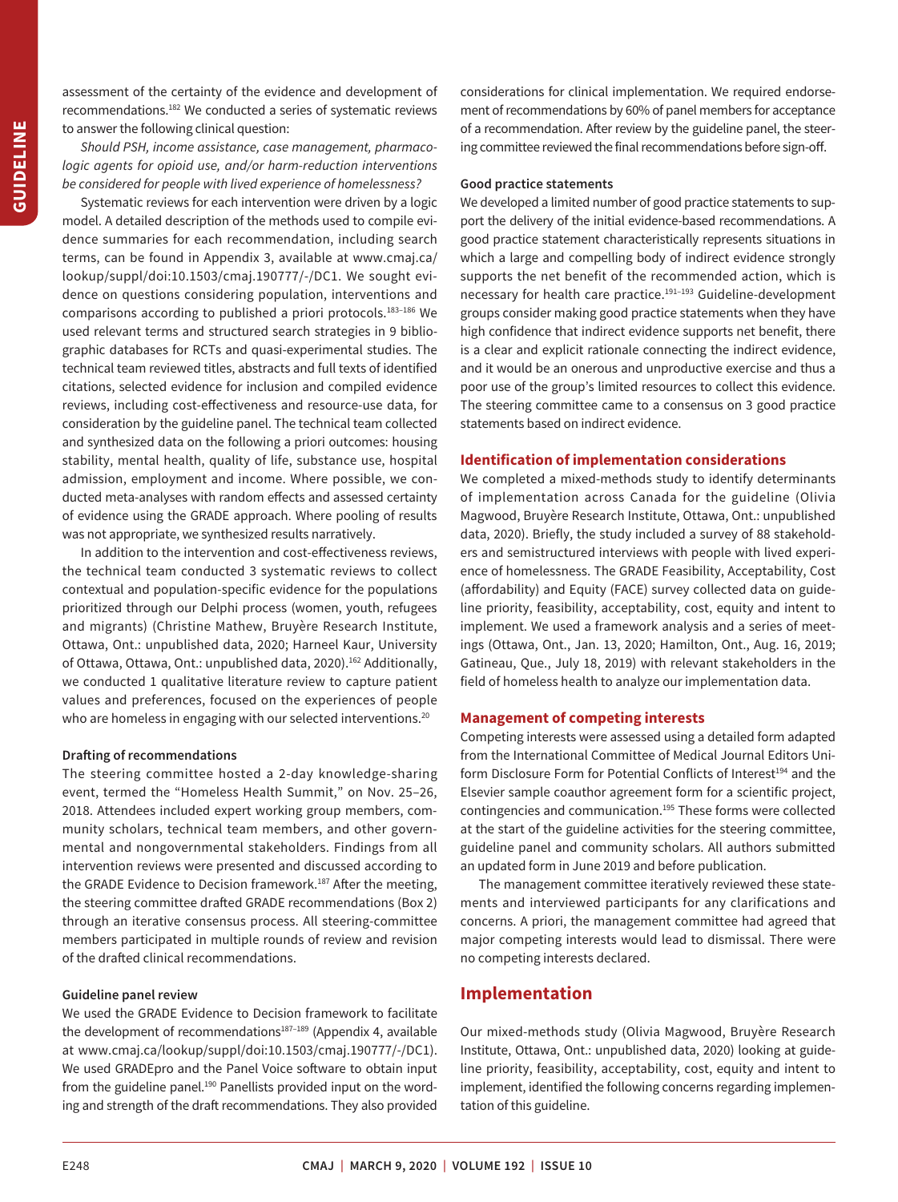assessment of the certainty of the evidence and development of recommendations.[182] We conducted a series of systematic reviews to answer the following clinical question:

*Should PSH, income assistance, case management, pharmacologic agents for opioid use, and/or harm-reduction interventions be considered for people with lived experience of homelessness?*

Systematic reviews for each intervention were driven by a logic model. A detailed description of the methods used to compile evidence summaries for each recommendation, including search terms, can be found in Appendix 3, available at www.cmaj.ca/lookup/suppl/doi:10.1503/cmaj.190777/-/DC1. We sought evidence on questions considering population, interventions and comparisons according to published a priori protocols.[183–186] We used relevant terms and structured search strategies in 9 bibliographic databases for RCTs and quasi-experimental studies. The technical team reviewed titles, abstracts and full texts of identified citations, selected evidence for inclusion and compiled evidence reviews, including cost-effectiveness and resource-use data, for consideration by the guideline panel. The technical team collected and synthesized data on the following a priori outcomes: housing stability, mental health, quality of life, substance use, hospital admission, employment and income. Where possible, we conducted meta-analyses with random effects and assessed certainty of evidence using the GRADE approach. Where pooling of results was not appropriate, we synthesized results narratively.

In addition to the intervention and cost-effectiveness reviews, the technical team conducted 3 systematic reviews to collect contextual and population-specific evidence for the populations prioritized through our Delphi process (women, youth, refugees and migrants) (Christine Mathew, Bruyère Research Institute, Ottawa, Ont.: unpublished data, 2020; Harneel Kaur, University of Ottawa, Ottawa, Ont.: unpublished data, 2020).[162] Additionally, we conducted 1 qualitative literature review to capture patient values and preferences, focused on the experiences of people who are homeless in engaging with our selected interventions.[20]

#### Drafting of recommendations

The steering committee hosted a 2-day knowledge-sharing event, termed the "Homeless Health Summit," on Nov. 25–26, 2018. Attendees included expert working group members, community scholars, technical team members, and other governmental and nongovernmental stakeholders. Findings from all intervention reviews were presented and discussed according to the GRADE Evidence to Decision framework.[187] After the meeting, the steering committee drafted GRADE recommendations (Box 2) through an iterative consensus process. All steering-committee members participated in multiple rounds of review and revision of the drafted clinical recommendations.

#### Guideline panel review

We used the GRADE Evidence to Decision framework to facilitate the development of recommendations[187–189] (Appendix 4, available at www.cmaj.ca/lookup/suppl/doi:10.1503/cmaj.190777/-/DC1). We used GRADEpro and the Panel Voice software to obtain input from the guideline panel.[190] Panellists provided input on the wording and strength of the draft recommendations. They also provided considerations for clinical implementation. We required endorsement of recommendations by 60% of panel members for acceptance of a recommendation. After review by the guideline panel, the steering committee reviewed the final recommendations before sign-off.

#### Good practice statements

We developed a limited number of good practice statements to support the delivery of the initial evidence-based recommendations. A good practice statement characteristically represents situations in which a large and compelling body of indirect evidence strongly supports the net benefit of the recommended action, which is necessary for health care practice.[191–193] Guideline-development groups consider making good practice statements when they have high confidence that indirect evidence supports net benefit, there is a clear and explicit rationale connecting the indirect evidence, and it would be an onerous and unproductive exercise and thus a poor use of the group's limited resources to collect this evidence. The steering committee came to a consensus on 3 good practice statements based on indirect evidence.

### Identification of implementation considerations

We completed a mixed-methods study to identify determinants of implementation across Canada for the guideline (Olivia Magwood, Bruyère Research Institute, Ottawa, Ont.: unpublished data, 2020). Briefly, the study included a survey of 88 stakeholders and semistructured interviews with people with lived experience of homelessness. The GRADE Feasibility, Acceptability, Cost (affordability) and Equity (FACE) survey collected data on guideline priority, feasibility, acceptability, cost, equity and intent to implement. We used a framework analysis and a series of meetings (Ottawa, Ont., Jan. 13, 2020; Hamilton, Ont., Aug. 16, 2019; Gatineau, Que., July 18, 2019) with relevant stakeholders in the field of homeless health to analyze our implementation data.

### Management of competing interests

Competing interests were assessed using a detailed form adapted from the International Committee of Medical Journal Editors Uniform Disclosure Form for Potential Conflicts of Interest[194] and the Elsevier sample coauthor agreement form for a scientific project, contingencies and communication.[195] These forms were collected at the start of the guideline activities for the steering committee, guideline panel and community scholars. All authors submitted an updated form in June 2019 and before publication.

The management committee iteratively reviewed these statements and interviewed participants for any clarifications and concerns. A priori, the management committee had agreed that major competing interests would lead to dismissal. There were no competing interests declared.

## Implementation

Our mixed-methods study (Olivia Magwood, Bruyère Research Institute, Ottawa, Ont.: unpublished data, 2020) looking at guideline priority, feasibility, acceptability, cost, equity and intent to implement, identified the following concerns regarding implementation of this guideline.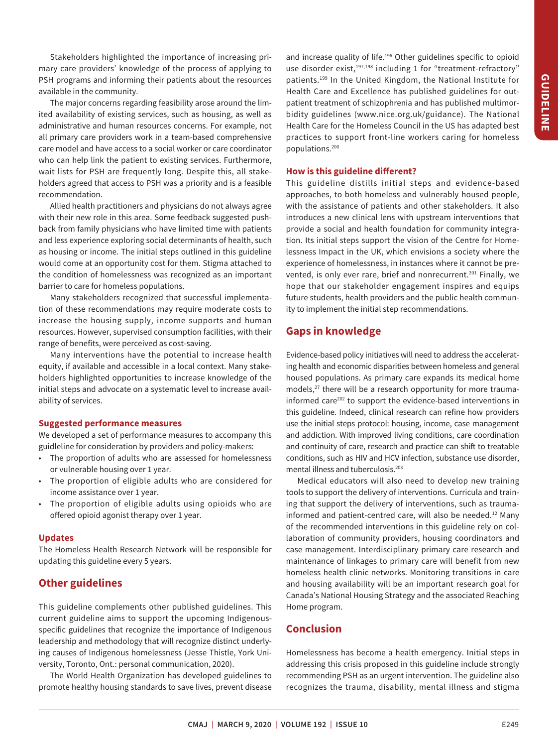Stakeholders highlighted the importance of increasing primary care providers' knowledge of the process of applying to PSH programs and informing their patients about the resources available in the community.

The major concerns regarding feasibility arose around the limited availability of existing services, such as housing, as well as administrative and human resources concerns. For example, not all primary care providers work in a team-based comprehensive care model and have access to a social worker or care coordinator who can help link the patient to existing services. Furthermore, wait lists for PSH are frequently long. Despite this, all stakeholders agreed that access to PSH was a priority and is a feasible recommendation.

Allied health practitioners and physicians do not always agree with their new role in this area. Some feedback suggested pushback from family physicians who have limited time with patients and less experience exploring social determinants of health, such as housing or income. The initial steps outlined in this guideline would come at an opportunity cost for them. Stigma attached to the condition of homelessness was recognized as an important barrier to care for homeless populations.

Many stakeholders recognized that successful implementation of these recommendations may require moderate costs to increase the housing supply, income supports and human resources. However, supervised consumption facilities, with their range of benefits, were perceived as cost-saving.

Many interventions have the potential to increase health equity, if available and accessible in a local context. Many stakeholders highlighted opportunities to increase knowledge of the initial steps and advocate on a systematic level to increase availability of services.

### Suggested performance measures

We developed a set of performance measures to accompany this guideline for consideration by providers and policy-makers:

- The proportion of adults who are assessed for homelessness or vulnerable housing over 1 year.
- The proportion of eligible adults who are considered for income assistance over 1 year.
- The proportion of eligible adults using opioids who are offered opioid agonist therapy over 1 year.

### Updates

The Homeless Health Research Network will be responsible for updating this guideline every 5 years.

## Other guidelines

This guideline complements other published guidelines. This current guideline aims to support the upcoming Indigenous-specific guidelines that recognize the importance of Indigenous leadership and methodology that will recognize distinct underlying causes of Indigenous homelessness (Jesse Thistle, York University, Toronto, Ont.: personal communication, 2020).

The World Health Organization has developed guidelines to promote healthy housing standards to save lives, prevent disease and increase quality of life.[196] Other guidelines specific to opioid use disorder exist,[197,198] including 1 for "treatment-refractory" patients.[199] In the United Kingdom, the National Institute for Health Care and Excellence has published guidelines for outpatient treatment of schizophrenia and has published multimorbidity guidelines (www.nice.org.uk/guidance). The National Health Care for the Homeless Council in the US has adapted best practices to support front-line workers caring for homeless populations.[200]

### How is this guideline different?

This guideline distills initial steps and evidence-based approaches, to both homeless and vulnerably housed people, with the assistance of patients and other stakeholders. It also introduces a new clinical lens with upstream interventions that provide a social and health foundation for community integration. Its initial steps support the vision of the Centre for Homelessness Impact in the UK, which envisions a society where the experience of homelessness, in instances where it cannot be prevented, is only ever rare, brief and nonrecurrent.[201] Finally, we hope that our stakeholder engagement inspires and equips future students, health providers and the public health community to implement the initial step recommendations.

## Gaps in knowledge

Evidence-based policy initiatives will need to address the accelerating health and economic disparities between homeless and general housed populations. As primary care expands its medical home models,[27] there will be a research opportunity for more trauma-informed care[202] to support the evidence-based interventions in this guideline. Indeed, clinical research can refine how providers use the initial steps protocol: housing, income, case management and addiction. With improved living conditions, care coordination and continuity of care, research and practice can shift to treatable conditions, such as HIV and HCV infection, substance use disorder, mental illness and tuberculosis.[203]

Medical educators will also need to develop new training tools to support the delivery of interventions. Curricula and training that support the delivery of interventions, such as trauma-informed and patient-centred care, will also be needed.[12] Many of the recommended interventions in this guideline rely on collaboration of community providers, housing coordinators and case management. Interdisciplinary primary care research and maintenance of linkages to primary care will benefit from new homeless health clinic networks. Monitoring transitions in care and housing availability will be an important research goal for Canada's National Housing Strategy and the associated Reaching Home program.

## Conclusion

Homelessness has become a health emergency. Initial steps in addressing this crisis proposed in this guideline include strongly recommending PSH as an urgent intervention. The guideline also recognizes the trauma, disability, mental illness and stigma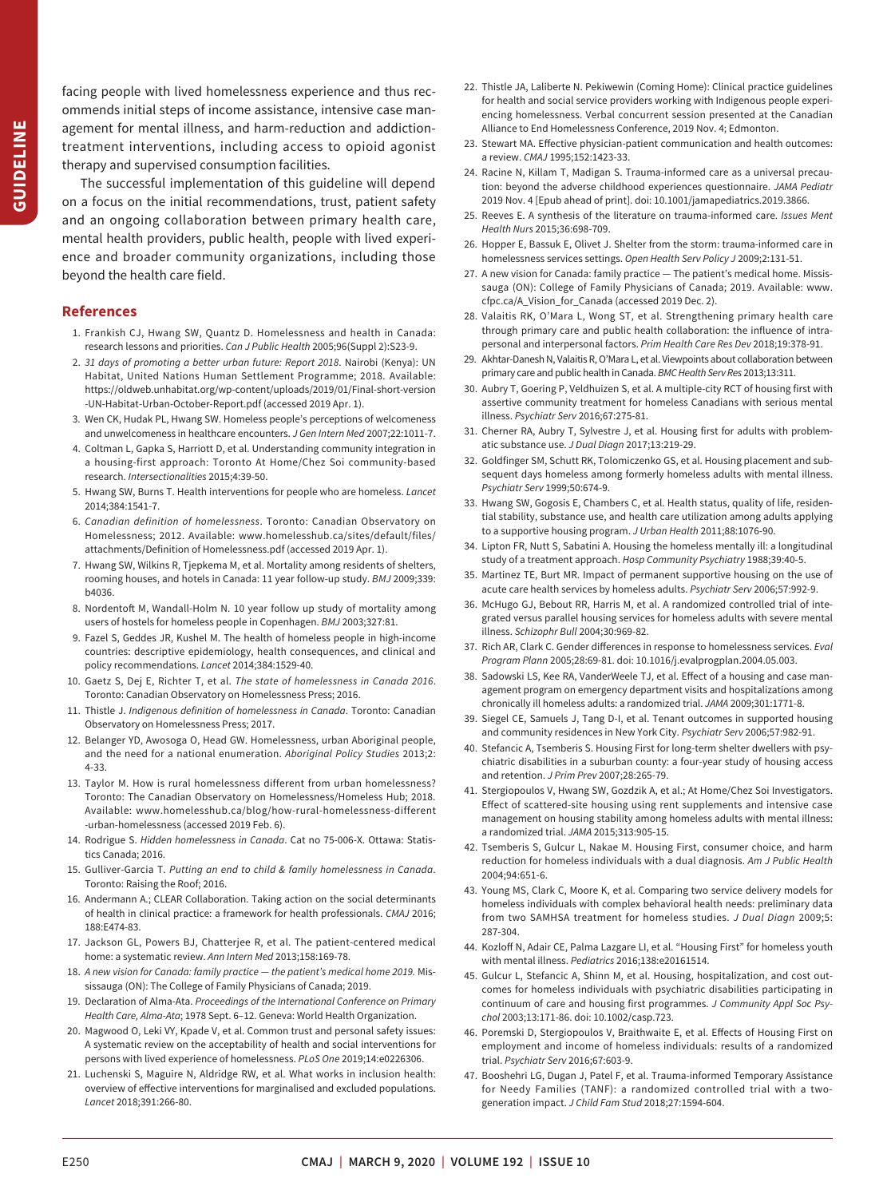facing people with lived homelessness experience and thus recommends initial steps of income assistance, intensive case management for mental illness, and harm-reduction and addiction-treatment interventions, including access to opioid agonist therapy and supervised consumption facilities.

The successful implementation of this guideline will depend on a focus on the initial recommendations, trust, patient safety and an ongoing collaboration between primary health care, mental health providers, public health, people with lived experience and broader community organizations, including those beyond the health care field.

## References

1. Frankish CJ, Hwang SW, Quantz D. Homelessness and health in Canada: research lessons and priorities. *Can J Public Health* 2005;96(Suppl 2):S23-9.
2. *31 days of promoting a better urban future: Report 2018*. Nairobi (Kenya): UN Habitat, United Nations Human Settlement Programme; 2018. Available: https://oldweb.unhabitat.org/wp-content/uploads/2019/01/Final-short-version-UN-Habitat-Urban-October-Report.pdf (accessed 2019 Apr. 1).
3. Wen CK, Hudak PL, Hwang SW. Homeless people's perceptions of welcomeness and unwelcomeness in healthcare encounters. *J Gen Intern Med* 2007;22:1011-7.
4. Coltman L, Gapka S, Harriott D, et al. Understanding community integration in a housing-first approach: Toronto At Home/Chez Soi community-based research. *Intersectionalities* 2015;4:39-50.
5. Hwang SW, Burns T. Health interventions for people who are homeless. *Lancet* 2014;384:1541-7.
6. *Canadian definition of homelessness*. Toronto: Canadian Observatory on Homelessness; 2012. Available: www.homelesshub.ca/sites/default/files/attachments/Definition of Homelessness.pdf (accessed 2019 Apr. 1).
7. Hwang SW, Wilkins R, Tjepkema M, et al. Mortality among residents of shelters, rooming houses, and hotels in Canada: 11 year follow-up study. *BMJ* 2009;339:b4036.
8. Nordentoft M, Wandall-Holm N. 10 year follow up study of mortality among users of hostels for homeless people in Copenhagen. *BMJ* 2003;327:81.
9. Fazel S, Geddes JR, Kushel M. The health of homeless people in high-income countries: descriptive epidemiology, health consequences, and clinical and policy recommendations. *Lancet* 2014;384:1529-40.
10. Gaetz S, Dej E, Richter T, et al. *The state of homelessness in Canada 2016*. Toronto: Canadian Observatory on Homelessness Press; 2016.
11. Thistle J. *Indigenous definition of homelessness in Canada*. Toronto: Canadian Observatory on Homelessness Press; 2017.
12. Belanger YD, Awosoga O, Head GW. Homelessness, urban Aboriginal people, and the need for a national enumeration. *Aboriginal Policy Studies* 2013;2:4-33.
13. Taylor M. How is rural homelessness different from urban homelessness? Toronto: The Canadian Observatory on Homelessness/Homeless Hub; 2018. Available: www.homelesshub.ca/blog/how-rural-homelessness-different-urban-homelessness (accessed 2019 Feb. 6).
14. Rodrigue S. *Hidden homelessness in Canada*. Cat no 75-006-X. Ottawa: Statistics Canada; 2016.
15. Gulliver-Garcia T. *Putting an end to child & family homelessness in Canada*. Toronto: Raising the Roof; 2016.
16. Andermann A.; CLEAR Collaboration. Taking action on the social determinants of health in clinical practice: a framework for health professionals. *CMAJ* 2016;188:E474-83.
17. Jackson GL, Powers BJ, Chatterjee R, et al. The patient-centered medical home: a systematic review. *Ann Intern Med* 2013;158:169-78.
18. *A new vision for Canada: family practice — the patient's medical home 2019.* Mississauga (ON): The College of Family Physicians of Canada; 2019.
19. Declaration of Alma-Ata. *Proceedings of the International Conference on Primary Health Care, Alma-Ata*; 1978 Sept. 6–12. Geneva: World Health Organization.
20. Magwood O, Leki VY, Kpade V, et al. Common trust and personal safety issues: A systematic review on the acceptability of health and social interventions for persons with lived experience of homelessness. *PLoS One* 2019;14:e0226306.
21. Luchenski S, Maguire N, Aldridge RW, et al. What works in inclusion health: overview of effective interventions for marginalised and excluded populations. *Lancet* 2018;391:266-80.
22. Thistle JA, Laliberte N. Pekiwewin (Coming Home): Clinical practice guidelines for health and social service providers working with Indigenous people experiencing homelessness. Verbal concurrent session presented at the Canadian Alliance to End Homelessness Conference, 2019 Nov. 4; Edmonton.
23. Stewart MA. Effective physician-patient communication and health outcomes: a review. *CMAJ* 1995;152:1423-33.
24. Racine N, Killam T, Madigan S. Trauma-informed care as a universal precaution: beyond the adverse childhood experiences questionnaire. *JAMA Pediatr* 2019 Nov. 4 [Epub ahead of print]. doi: 10.1001/jamapediatrics.2019.3866.
25. Reeves E. A synthesis of the literature on trauma-informed care. *Issues Ment Health Nurs* 2015;36:698-709.
26. Hopper E, Bassuk E, Olivet J. Shelter from the storm: trauma-informed care in homelessness services settings. *Open Health Serv Policy J* 2009;2:131-51.
27. A new vision for Canada: family practice — The patient's medical home. Mississauga (ON): College of Family Physicians of Canada; 2019. Available: www.cfpc.ca/A_Vision_for_Canada (accessed 2019 Dec. 2).
28. Valaitis RK, O'Mara L, Wong ST, et al. Strengthening primary health care through primary care and public health collaboration: the influence of intrapersonal and interpersonal factors. *Prim Health Care Res Dev* 2018;19:378-91.
29. Akhtar-Danesh N, Valaitis R, O'Mara L, et al. Viewpoints about collaboration between primary care and public health in Canada. *BMC Health Serv Res* 2013;13:311.
30. Aubry T, Goering P, Veldhuizen S, et al. A multiple-city RCT of housing first with assertive community treatment for homeless Canadians with serious mental illness. *Psychiatr Serv* 2016;67:275-81.
31. Cherner RA, Aubry T, Sylvestre J, et al. Housing first for adults with problematic substance use. *J Dual Diagn* 2017;13:219-29.
32. Goldfinger SM, Schutt RK, Tolomiczenko GS, et al. Housing placement and subsequent days homeless among formerly homeless adults with mental illness. *Psychiatr Serv* 1999;50:674-9.
33. Hwang SW, Gogosis E, Chambers C, et al. Health status, quality of life, residential stability, substance use, and health care utilization among adults applying to a supportive housing program. *J Urban Health* 2011;88:1076-90.
34. Lipton FR, Nutt S, Sabatini A. Housing the homeless mentally ill: a longitudinal study of a treatment approach. *Hosp Community Psychiatry* 1988;39:40-5.
35. Martinez TE, Burt MR. Impact of permanent supportive housing on the use of acute care health services by homeless adults. *Psychiatr Serv* 2006;57:992-9.
36. McHugo GJ, Bebout RR, Harris M, et al. A randomized controlled trial of integrated versus parallel housing services for homeless adults with severe mental illness. *Schizophr Bull* 2004;30:969-82.
37. Rich AR, Clark C. Gender differences in response to homelessness services. *Eval Program Plann* 2005;28:69-81. doi: 10.1016/j.evalprogplan.2004.05.003.
38. Sadowski LS, Kee RA, VanderWeele TJ, et al. Effect of a housing and case management program on emergency department visits and hospitalizations among chronically ill homeless adults: a randomized trial. *JAMA* 2009;301:1771-8.
39. Siegel CE, Samuels J, Tang D-I, et al. Tenant outcomes in supported housing and community residences in New York City. *Psychiatr Serv* 2006;57:982-91.
40. Stefancic A, Tsemberis S. Housing First for long-term shelter dwellers with psychiatric disabilities in a suburban county: a four-year study of housing access and retention. *J Prim Prev* 2007;28:265-79.
41. Stergiopoulos V, Hwang SW, Gozdzik A, et al.; At Home/Chez Soi Investigators. Effect of scattered-site housing using rent supplements and intensive case management on housing stability among homeless adults with mental illness: a randomized trial. *JAMA* 2015;313:905-15.
42. Tsemberis S, Gulcur L, Nakae M. Housing First, consumer choice, and harm reduction for homeless individuals with a dual diagnosis. *Am J Public Health* 2004;94:651-6.
43. Young MS, Clark C, Moore K, et al. Comparing two service delivery models for homeless individuals with complex behavioral health needs: preliminary data from two SAMHSA treatment for homeless studies. *J Dual Diagn* 2009;5:287-304.
44. Kozloff N, Adair CE, Palma Lazgare LI, et al. "Housing First" for homeless youth with mental illness. *Pediatrics* 2016;138:e20161514.
45. Gulcur L, Stefancic A, Shinn M, et al. Housing, hospitalization, and cost outcomes for homeless individuals with psychiatric disabilities participating in continuum of care and housing first programmes. *J Community Appl Soc Psychol* 2003;13:171-86. doi: 10.1002/casp.723.
46. Poremski D, Stergiopoulos V, Braithwaite E, et al. Effects of Housing First on employment and income of homeless individuals: results of a randomized trial. *Psychiatr Serv* 2016;67:603-9.
47. Booshehri LG, Dugan J, Patel F, et al. Trauma-informed Temporary Assistance for Needy Families (TANF): a randomized controlled trial with a two-generation impact. *J Child Fam Stud* 2018;27:1594-604.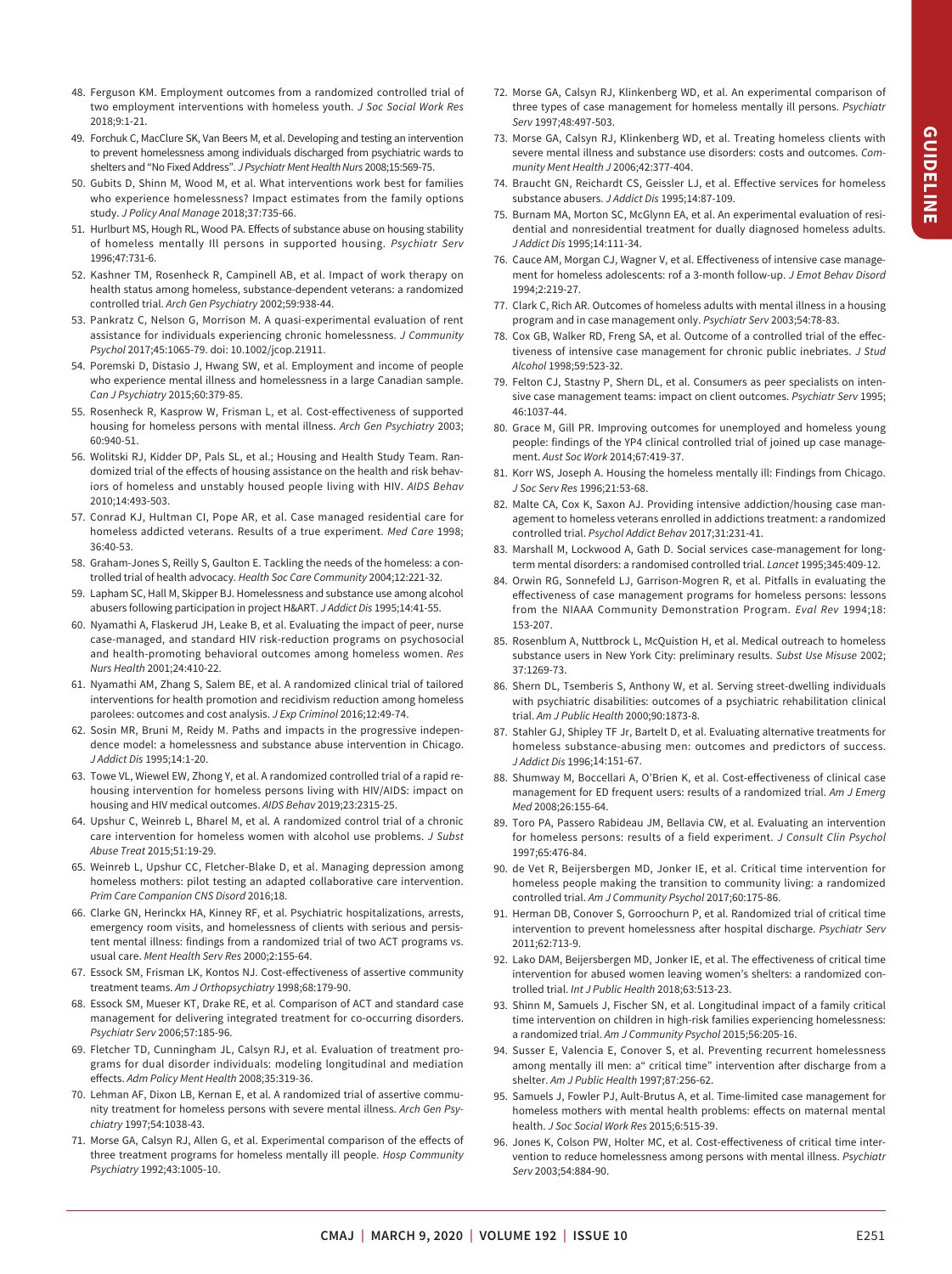48. Ferguson KM. Employment outcomes from a randomized controlled trial of two employment interventions with homeless youth. *J Soc Social Work Res* 2018;9:1-21.
49. Forchuk C, MacClure SK, Van Beers M, et al. Developing and testing an intervention to prevent homelessness among individuals discharged from psychiatric wards to shelters and "No Fixed Address". *J Psychiatr Ment Health Nurs* 2008;15:569-75.
50. Gubits D, Shinn M, Wood M, et al. What interventions work best for families who experience homelessness? Impact estimates from the family options study. *J Policy Anal Manage* 2018;37:735-66.
51. Hurlburt MS, Hough RL, Wood PA. Effects of substance abuse on housing stability of homeless mentally Ill persons in supported housing. *Psychiatr Serv* 1996;47:731-6.
52. Kashner TM, Rosenheck R, Campinell AB, et al. Impact of work therapy on health status among homeless, substance-dependent veterans: a randomized controlled trial. *Arch Gen Psychiatry* 2002;59:938-44.
53. Pankratz C, Nelson G, Morrison M. A quasi-experimental evaluation of rent assistance for individuals experiencing chronic homelessness. *J Community Psychol* 2017;45:1065-79. doi: 10.1002/jcop.21911.
54. Poremski D, Distasio J, Hwang SW, et al. Employment and income of people who experience mental illness and homelessness in a large Canadian sample. *Can J Psychiatry* 2015;60:379-85.
55. Rosenheck R, Kasprow W, Frisman L, et al. Cost-effectiveness of supported housing for homeless persons with mental illness. *Arch Gen Psychiatry* 2003; 60:940-51.
56. Wolitski RJ, Kidder DP, Pals SL, et al.; Housing and Health Study Team. Randomized trial of the effects of housing assistance on the health and risk behaviors of homeless and unstably housed people living with HIV. *AIDS Behav* 2010;14:493-503.
57. Conrad KJ, Hultman CI, Pope AR, et al. Case managed residential care for homeless addicted veterans. Results of a true experiment. *Med Care* 1998; 36:40-53.
58. Graham-Jones S, Reilly S, Gaulton E. Tackling the needs of the homeless: a controlled trial of health advocacy. *Health Soc Care Community* 2004;12:221-32.
59. Lapham SC, Hall M, Skipper BJ. Homelessness and substance use among alcohol abusers following participation in project H&ART. *J Addict Dis* 1995;14:41-55.
60. Nyamathi A, Flaskerud JH, Leake B, et al. Evaluating the impact of peer, nurse case-managed, and standard HIV risk-reduction programs on psychosocial and health-promoting behavioral outcomes among homeless women. *Res Nurs Health* 2001;24:410-22.
61. Nyamathi AM, Zhang S, Salem BE, et al. A randomized clinical trial of tailored interventions for health promotion and recidivism reduction among homeless parolees: outcomes and cost analysis. *J Exp Criminol* 2016;12:49-74.
62. Sosin MR, Bruni M, Reidy M. Paths and impacts in the progressive independence model: a homelessness and substance abuse intervention in Chicago. *J Addict Dis* 1995;14:1-20.
63. Towe VL, Wiewel EW, Zhong Y, et al. A randomized controlled trial of a rapid rehousing intervention for homeless persons living with HIV/AIDS: impact on housing and HIV medical outcomes. *AIDS Behav* 2019;23:2315-25.
64. Upshur C, Weinreb L, Bharel M, et al. A randomized control trial of a chronic care intervention for homeless women with alcohol use problems. *J Subst Abuse Treat* 2015;51:19-29.
65. Weinreb L, Upshur CC, Fletcher-Blake D, et al. Managing depression among homeless mothers: pilot testing an adapted collaborative care intervention. *Prim Care Companion CNS Disord* 2016;18.
66. Clarke GN, Herinckx HA, Kinney RF, et al. Psychiatric hospitalizations, arrests, emergency room visits, and homelessness of clients with serious and persistent mental illness: findings from a randomized trial of two ACT programs vs. usual care. *Ment Health Serv Res* 2000;2:155-64.
67. Essock SM, Frisman LK, Kontos NJ. Cost-effectiveness of assertive community treatment teams. *Am J Orthopsychiatry* 1998;68:179-90.
68. Essock SM, Mueser KT, Drake RE, et al. Comparison of ACT and standard case management for delivering integrated treatment for co-occurring disorders. *Psychiatr Serv* 2006;57:185-96.
69. Fletcher TD, Cunningham JL, Calsyn RJ, et al. Evaluation of treatment programs for dual disorder individuals: modeling longitudinal and mediation effects. *Adm Policy Ment Health* 2008;35:319-36.
70. Lehman AF, Dixon LB, Kernan E, et al. A randomized trial of assertive community treatment for homeless persons with severe mental illness. *Arch Gen Psychiatry* 1997;54:1038-43.
71. Morse GA, Calsyn RJ, Allen G, et al. Experimental comparison of the effects of three treatment programs for homeless mentally ill people. *Hosp Community Psychiatry* 1992;43:1005-10.
72. Morse GA, Calsyn RJ, Klinkenberg WD, et al. An experimental comparison of three types of case management for homeless mentally ill persons. *Psychiatr Serv* 1997;48:497-503.
73. Morse GA, Calsyn RJ, Klinkenberg WD, et al. Treating homeless clients with severe mental illness and substance use disorders: costs and outcomes. *Community Ment Health J* 2006;42:377-404.
74. Braucht GN, Reichardt CS, Geissler LJ, et al. Effective services for homeless substance abusers. *J Addict Dis* 1995;14:87-109.
75. Burnam MA, Morton SC, McGlynn EA, et al. An experimental evaluation of residential and nonresidential treatment for dually diagnosed homeless adults. *J Addict Dis* 1995;14:111-34.
76. Cauce AM, Morgan CJ, Wagner V, et al. Effectiveness of intensive case management for homeless adolescents: rof a 3-month follow-up. *J Emot Behav Disord* 1994;2:219-27.
77. Clark C, Rich AR. Outcomes of homeless adults with mental illness in a housing program and in case management only. *Psychiatr Serv* 2003;54:78-83.
78. Cox GB, Walker RD, Freng SA, et al. Outcome of a controlled trial of the effectiveness of intensive case management for chronic public inebriates. *J Stud Alcohol* 1998;59:523-32.
79. Felton CJ, Stastny P, Shern DL, et al. Consumers as peer specialists on intensive case management teams: impact on client outcomes. *Psychiatr Serv* 1995; 46:1037-44.
80. Grace M, Gill PR. Improving outcomes for unemployed and homeless young people: findings of the YP4 clinical controlled trial of joined up case management. *Aust Soc Work* 2014;67:419-37.
81. Korr WS, Joseph A. Housing the homeless mentally ill: Findings from Chicago. *J Soc Serv Res* 1996;21:53-68.
82. Malte CA, Cox K, Saxon AJ. Providing intensive addiction/housing case management to homeless veterans enrolled in addictions treatment: a randomized controlled trial. *Psychol Addict Behav* 2017;31:231-41.
83. Marshall M, Lockwood A, Gath D. Social services case-management for long-term mental disorders: a randomised controlled trial. *Lancet* 1995;345:409-12.
84. Orwin RG, Sonnefeld LJ, Garrison-Mogren R, et al. Pitfalls in evaluating the effectiveness of case management programs for homeless persons: lessons from the NIAAA Community Demonstration Program. *Eval Rev* 1994;18: 153-207.
85. Rosenblum A, Nuttbrock L, McQuistion H, et al. Medical outreach to homeless substance users in New York City: preliminary results. *Subst Use Misuse* 2002; 37:1269-73.
86. Shern DL, Tsemberis S, Anthony W, et al. Serving street-dwelling individuals with psychiatric disabilities: outcomes of a psychiatric rehabilitation clinical trial. *Am J Public Health* 2000;90:1873-8.
87. Stahler GJ, Shipley TF Jr, Bartelt D, et al. Evaluating alternative treatments for homeless substance-abusing men: outcomes and predictors of success. *J Addict Dis* 1996;14:151-67.
88. Shumway M, Boccellari A, O'Brien K, et al. Cost-effectiveness of clinical case management for ED frequent users: results of a randomized trial. *Am J Emerg Med* 2008;26:155-64.
89. Toro PA, Passero Rabideau JM, Bellavia CW, et al. Evaluating an intervention for homeless persons: results of a field experiment. *J Consult Clin Psychol* 1997;65:476-84.
90. de Vet R, Beijersbergen MD, Jonker IE, et al. Critical time intervention for homeless people making the transition to community living: a randomized controlled trial. *Am J Community Psychol* 2017;60:175-86.
91. Herman DB, Conover S, Gorroochurn P, et al. Randomized trial of critical time intervention to prevent homelessness after hospital discharge. *Psychiatr Serv* 2011;62:713-9.
92. Lako DAM, Beijersbergen MD, Jonker IE, et al. The effectiveness of critical time intervention for abused women leaving women's shelters: a randomized controlled trial. *Int J Public Health* 2018;63:513-23.
93. Shinn M, Samuels J, Fischer SN, et al. Longitudinal impact of a family critical time intervention on children in high-risk families experiencing homelessness: a randomized trial. *Am J Community Psychol* 2015;56:205-16.
94. Susser E, Valencia E, Conover S, et al. Preventing recurrent homelessness among mentally ill men: a" critical time" intervention after discharge from a shelter. *Am J Public Health* 1997;87:256-62.
95. Samuels J, Fowler PJ, Ault-Brutus A, et al. Time-limited case management for homeless mothers with mental health problems: effects on maternal mental health. *J Soc Social Work Res* 2015;6:515-39.
96. Jones K, Colson PW, Holter MC, et al. Cost-effectiveness of critical time intervention to reduce homelessness among persons with mental illness. *Psychiatr Serv* 2003;54:884-90.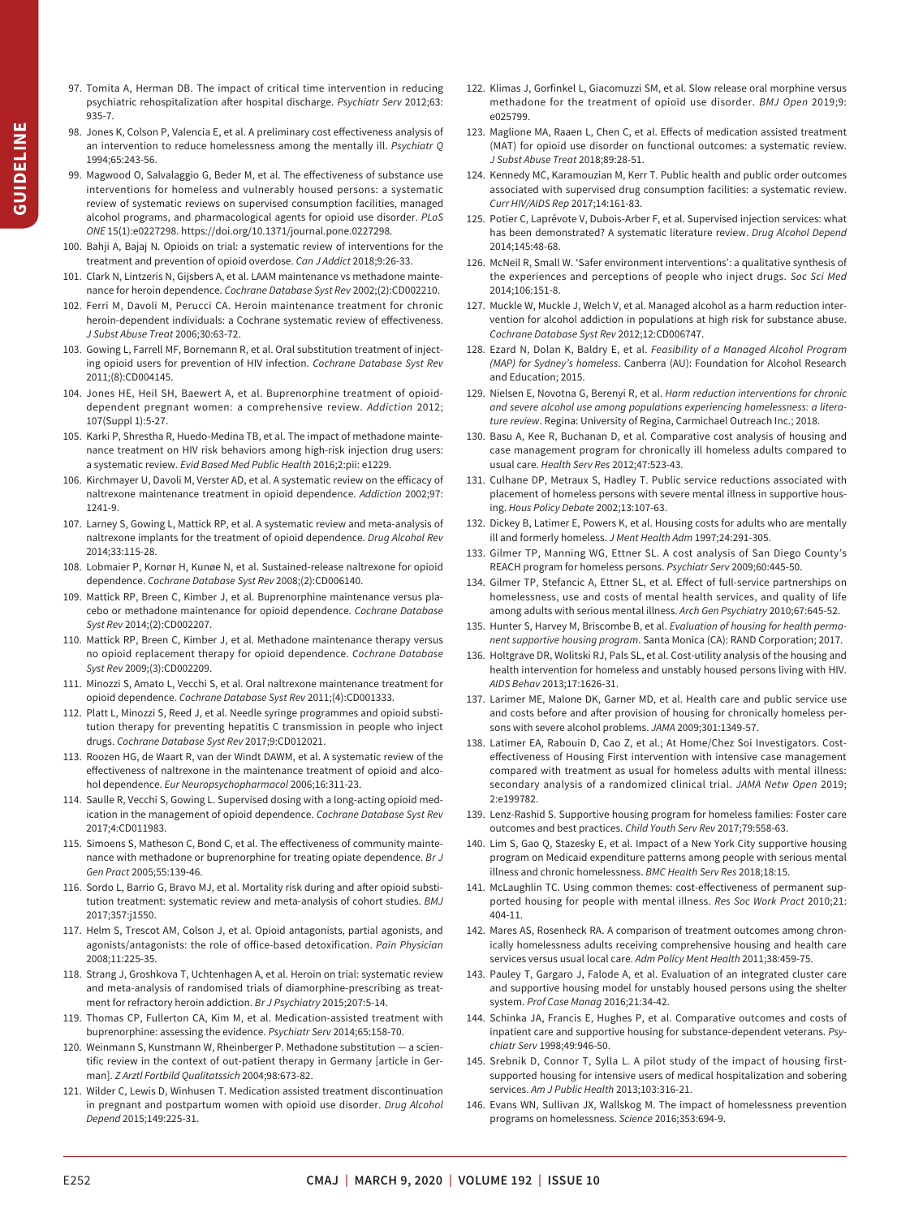97. Tomita A, Herman DB. The impact of critical time intervention in reducing psychiatric rehospitalization after hospital discharge. *Psychiatr Serv* 2012;63: 935-7.
98. Jones K, Colson P, Valencia E, et al. A preliminary cost effectiveness analysis of an intervention to reduce homelessness among the mentally ill. *Psychiatr Q* 1994;65:243-56.
99. Magwood O, Salvalaggio G, Beder M, et al. The effectiveness of substance use interventions for homeless and vulnerably housed persons: a systematic review of systematic reviews on supervised consumption facilities, managed alcohol programs, and pharmacological agents for opioid use disorder. *PLoS ONE* 15(1):e0227298. https://doi.org/10.1371/journal.pone.0227298.
100. Bahji A, Bajaj N. Opioids on trial: a systematic review of interventions for the treatment and prevention of opioid overdose. *Can J Addict* 2018;9:26-33.
101. Clark N, Lintzeris N, Gijsbers A, et al. LAAM maintenance vs methadone maintenance for heroin dependence. *Cochrane Database Syst Rev* 2002;(2):CD002210.
102. Ferri M, Davoli M, Perucci CA. Heroin maintenance treatment for chronic heroin-dependent individuals: a Cochrane systematic review of effectiveness. *J Subst Abuse Treat* 2006;30:63-72.
103. Gowing L, Farrell MF, Bornemann R, et al. Oral substitution treatment of injecting opioid users for prevention of HIV infection. *Cochrane Database Syst Rev* 2011;(8):CD004145.
104. Jones HE, Heil SH, Baewert A, et al. Buprenorphine treatment of opioid-dependent pregnant women: a comprehensive review. *Addiction* 2012; 107(Suppl 1):5-27.
105. Karki P, Shrestha R, Huedo-Medina TB, et al. The impact of methadone maintenance treatment on HIV risk behaviors among high-risk injection drug users: a systematic review. *Evid Based Med Public Health* 2016;2:pii: e1229.
106. Kirchmayer U, Davoli M, Verster AD, et al. A systematic review on the efficacy of naltrexone maintenance treatment in opioid dependence. *Addiction* 2002;97: 1241-9.
107. Larney S, Gowing L, Mattick RP, et al. A systematic review and meta-analysis of naltrexone implants for the treatment of opioid dependence. *Drug Alcohol Rev* 2014;33:115-28.
108. Lobmaier P, Kornør H, Kunøe N, et al. Sustained-release naltrexone for opioid dependence. *Cochrane Database Syst Rev* 2008;(2):CD006140.
109. Mattick RP, Breen C, Kimber J, et al. Buprenorphine maintenance versus placebo or methadone maintenance for opioid dependence. *Cochrane Database Syst Rev* 2014;(2):CD002207.
110. Mattick RP, Breen C, Kimber J, et al. Methadone maintenance therapy versus no opioid replacement therapy for opioid dependence. *Cochrane Database Syst Rev* 2009;(3):CD002209.
111. Minozzi S, Amato L, Vecchi S, et al. Oral naltrexone maintenance treatment for opioid dependence. *Cochrane Database Syst Rev* 2011;(4):CD001333.
112. Platt L, Minozzi S, Reed J, et al. Needle syringe programmes and opioid substitution therapy for preventing hepatitis C transmission in people who inject drugs. *Cochrane Database Syst Rev* 2017;9:CD012021.
113. Roozen HG, de Waart R, van der Windt DAWM, et al. A systematic review of the effectiveness of naltrexone in the maintenance treatment of opioid and alcohol dependence. *Eur Neuropsychopharmacol* 2006;16:311-23.
114. Saulle R, Vecchi S, Gowing L. Supervised dosing with a long-acting opioid medication in the management of opioid dependence. *Cochrane Database Syst Rev* 2017;4:CD011983.
115. Simoens S, Matheson C, Bond C, et al. The effectiveness of community maintenance with methadone or buprenorphine for treating opiate dependence. *Br J Gen Pract* 2005;55:139-46.
116. Sordo L, Barrio G, Bravo MJ, et al. Mortality risk during and after opioid substitution treatment: systematic review and meta-analysis of cohort studies. *BMJ* 2017;357:j1550.
117. Helm S, Trescot AM, Colson J, et al. Opioid antagonists, partial agonists, and agonists/antagonists: the role of office-based detoxification. *Pain Physician* 2008;11:225-35.
118. Strang J, Groshkova T, Uchtenhagen A, et al. Heroin on trial: systematic review and meta-analysis of randomised trials of diamorphine-prescribing as treatment for refractory heroin addiction. *Br J Psychiatry* 2015;207:5-14.
119. Thomas CP, Fullerton CA, Kim M, et al. Medication-assisted treatment with buprenorphine: assessing the evidence. *Psychiatr Serv* 2014;65:158-70.
120. Weinmann S, Kunstmann W, Rheinberger P. Methadone substitution — a scientific review in the context of out-patient therapy in Germany [article in German]. *Z Arztl Fortbild Qualitatssich* 2004;98:673-82.
121. Wilder C, Lewis D, Winhusen T. Medication assisted treatment discontinuation in pregnant and postpartum women with opioid use disorder. *Drug Alcohol Depend* 2015;149:225-31.
122. Klimas J, Gorfinkel L, Giacomuzzi SM, et al. Slow release oral morphine versus methadone for the treatment of opioid use disorder. *BMJ Open* 2019;9: e025799.
123. Maglione MA, Raaen L, Chen C, et al. Effects of medication assisted treatment (MAT) for opioid use disorder on functional outcomes: a systematic review. *J Subst Abuse Treat* 2018;89:28-51.
124. Kennedy MC, Karamouzian M, Kerr T. Public health and public order outcomes associated with supervised drug consumption facilities: a systematic review. *Curr HIV/AIDS Rep* 2017;14:161-83.
125. Potier C, Laprévote V, Dubois-Arber F, et al. Supervised injection services: what has been demonstrated? A systematic literature review. *Drug Alcohol Depend* 2014;145:48-68.
126. McNeil R, Small W. 'Safer environment interventions': a qualitative synthesis of the experiences and perceptions of people who inject drugs. *Soc Sci Med* 2014;106:151-8.
127. Muckle W, Muckle J, Welch V, et al. Managed alcohol as a harm reduction intervention for alcohol addiction in populations at high risk for substance abuse. *Cochrane Database Syst Rev* 2012;12:CD006747.
128. Ezard N, Dolan K, Baldry E, et al. *Feasibility of a Managed Alcohol Program (MAP) for Sydney's homeless*. Canberra (AU): Foundation for Alcohol Research and Education; 2015.
129. Nielsen E, Novotna G, Berenyi R, et al. *Harm reduction interventions for chronic and severe alcohol use among populations experiencing homelessness: a literature review*. Regina: University of Regina, Carmichael Outreach Inc.; 2018.
130. Basu A, Kee R, Buchanan D, et al. Comparative cost analysis of housing and case management program for chronically ill homeless adults compared to usual care. *Health Serv Res* 2012;47:523-43.
131. Culhane DP, Metraux S, Hadley T. Public service reductions associated with placement of homeless persons with severe mental illness in supportive housing. *Hous Policy Debate* 2002;13:107-63.
132. Dickey B, Latimer E, Powers K, et al. Housing costs for adults who are mentally ill and formerly homeless. *J Ment Health Adm* 1997;24:291-305.
133. Gilmer TP, Manning WG, Ettner SL. A cost analysis of San Diego County's REACH program for homeless persons. *Psychiatr Serv* 2009;60:445-50.
134. Gilmer TP, Stefancic A, Ettner SL, et al. Effect of full-service partnerships on homelessness, use and costs of mental health services, and quality of life among adults with serious mental illness. *Arch Gen Psychiatry* 2010;67:645-52.
135. Hunter S, Harvey M, Briscombe B, et al. *Evaluation of housing for health permanent supportive housing program*. Santa Monica (CA): RAND Corporation; 2017.
136. Holtgrave DR, Wolitski RJ, Pals SL, et al. Cost-utility analysis of the housing and health intervention for homeless and unstably housed persons living with HIV. *AIDS Behav* 2013;17:1626-31.
137. Larimer ME, Malone DK, Garner MD, et al. Health care and public service use and costs before and after provision of housing for chronically homeless persons with severe alcohol problems. *JAMA* 2009;301:1349-57.
138. Latimer EA, Rabouin D, Cao Z, et al.; At Home/Chez Soi Investigators. Cost-effectiveness of Housing First intervention with intensive case management compared with treatment as usual for homeless adults with mental illness: secondary analysis of a randomized clinical trial. *JAMA Netw Open* 2019; 2:e199782.
139. Lenz-Rashid S. Supportive housing program for homeless families: Foster care outcomes and best practices. *Child Youth Serv Rev* 2017;79:558-63.
140. Lim S, Gao Q, Stazesky E, et al. Impact of a New York City supportive housing program on Medicaid expenditure patterns among people with serious mental illness and chronic homelessness. *BMC Health Serv Res* 2018;18:15.
141. McLaughlin TC. Using common themes: cost-effectiveness of permanent supported housing for people with mental illness. *Res Soc Work Pract* 2010;21: 404-11.
142. Mares AS, Rosenheck RA. A comparison of treatment outcomes among chronically homelessness adults receiving comprehensive housing and health care services versus usual local care. *Adm Policy Ment Health* 2011;38:459-75.
143. Pauley T, Gargaro J, Falode A, et al. Evaluation of an integrated cluster care and supportive housing model for unstably housed persons using the shelter system. *Prof Case Manag* 2016;21:34-42.
144. Schinka JA, Francis E, Hughes P, et al. Comparative outcomes and costs of inpatient care and supportive housing for substance-dependent veterans. *Psychiatr Serv* 1998;49:946-50.
145. Srebnik D, Connor T, Sylla L. A pilot study of the impact of housing first-supported housing for intensive users of medical hospitalization and sobering services. *Am J Public Health* 2013;103:316-21.
146. Evans WN, Sullivan JX, Wallskog M. The impact of homelessness prevention programs on homelessness. *Science* 2016;353:694-9.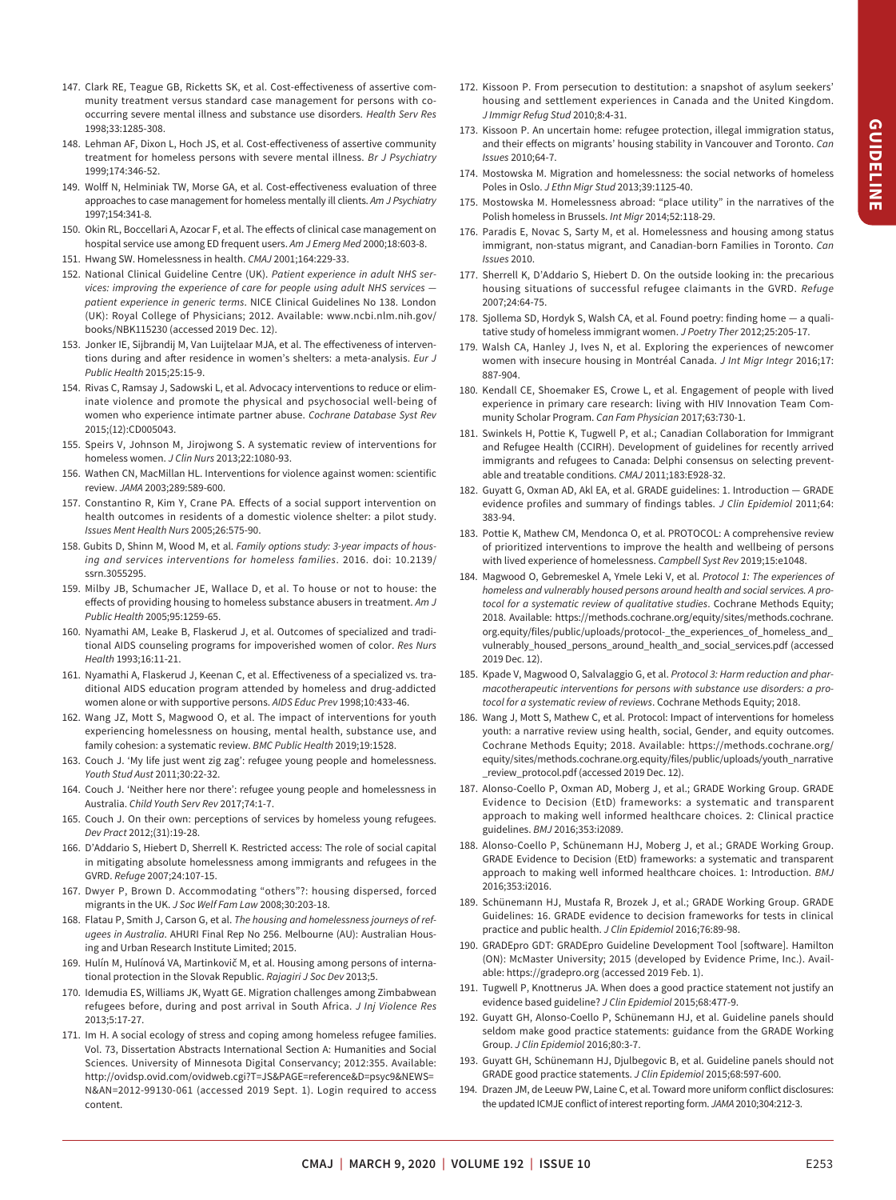147. Clark RE, Teague GB, Ricketts SK, et al. Cost-effectiveness of assertive community treatment versus standard case management for persons with co-occurring severe mental illness and substance use disorders. *Health Serv Res* 1998;33:1285-308.
148. Lehman AF, Dixon L, Hoch JS, et al. Cost-effectiveness of assertive community treatment for homeless persons with severe mental illness. *Br J Psychiatry* 1999;174:346-52.
149. Wolff N, Helminiak TW, Morse GA, et al. Cost-effectiveness evaluation of three approaches to case management for homeless mentally ill clients. *Am J Psychiatry* 1997;154:341-8.
150. Okin RL, Boccellari A, Azocar F, et al. The effects of clinical case management on hospital service use among ED frequent users. *Am J Emerg Med* 2000;18:603-8.
151. Hwang SW. Homelessness in health. *CMAJ* 2001;164:229-33.
152. National Clinical Guideline Centre (UK). *Patient experience in adult NHS services: improving the experience of care for people using adult NHS services — patient experience in generic terms*. NICE Clinical Guidelines No 138. London (UK): Royal College of Physicians; 2012. Available: www.ncbi.nlm.nih.gov/books/NBK115230 (accessed 2019 Dec. 12).
153. Jonker IE, Sijbrandij M, Van Luijtelaar MJA, et al. The effectiveness of interventions during and after residence in women's shelters: a meta-analysis. *Eur J Public Health* 2015;25:15-9.
154. Rivas C, Ramsay J, Sadowski L, et al. Advocacy interventions to reduce or eliminate violence and promote the physical and psychosocial well-being of women who experience intimate partner abuse. *Cochrane Database Syst Rev* 2015;(12):CD005043.
155. Speirs V, Johnson M, Jirojwong S. A systematic review of interventions for homeless women. *J Clin Nurs* 2013;22:1080-93.
156. Wathen CN, MacMillan HL. Interventions for violence against women: scientific review. *JAMA* 2003;289:589-600.
157. Constantino R, Kim Y, Crane PA. Effects of a social support intervention on health outcomes in residents of a domestic violence shelter: a pilot study. *Issues Ment Health Nurs* 2005;26:575-90.
158. Gubits D, Shinn M, Wood M, et al. *Family options study: 3-year impacts of housing and services interventions for homeless families*. 2016. doi: 10.2139/ssrn.3055295.
159. Milby JB, Schumacher JE, Wallace D, et al. To house or not to house: the effects of providing housing to homeless substance abusers in treatment. *Am J Public Health* 2005;95:1259-65.
160. Nyamathi AM, Leake B, Flaskerud J, et al. Outcomes of specialized and traditional AIDS counseling programs for impoverished women of color. *Res Nurs Health* 1993;16:11-21.
161. Nyamathi A, Flaskerud J, Keenan C, et al. Effectiveness of a specialized vs. traditional AIDS education program attended by homeless and drug-addicted women alone or with supportive persons. *AIDS Educ Prev* 1998;10:433-46.
162. Wang JZ, Mott S, Magwood O, et al. The impact of interventions for youth experiencing homelessness on housing, mental health, substance use, and family cohesion: a systematic review. *BMC Public Health* 2019;19:1528.
163. Couch J. 'My life just went zig zag': refugee young people and homelessness. *Youth Stud Aust* 2011;30:22-32.
164. Couch J. 'Neither here nor there': refugee young people and homelessness in Australia. *Child Youth Serv Rev* 2017;74:1-7.
165. Couch J. On their own: perceptions of services by homeless young refugees. *Dev Pract* 2012;(31):19-28.
166. D'Addario S, Hiebert D, Sherrell K. Restricted access: The role of social capital in mitigating absolute homelessness among immigrants and refugees in the GVRD. *Refuge* 2007;24:107-15.
167. Dwyer P, Brown D. Accommodating "others"?: housing dispersed, forced migrants in the UK. *J Soc Welf Fam Law* 2008;30:203-18.
168. Flatau P, Smith J, Carson G, et al. *The housing and homelessness journeys of refugees in Australia*. AHURI Final Rep No 256. Melbourne (AU): Australian Housing and Urban Research Institute Limited; 2015.
169. Hulín M, Hulínová VA, Martinkovič M, et al. Housing among persons of international protection in the Slovak Republic. *Rajagiri J Soc Dev* 2013;5.
170. Idemudia ES, Williams JK, Wyatt GE. Migration challenges among Zimbabwean refugees before, during and post arrival in South Africa. *J Inj Violence Res* 2013;5:17-27.
171. Im H. A social ecology of stress and coping among homeless refugee families. Vol. 73, Dissertation Abstracts International Section A: Humanities and Social Sciences. University of Minnesota Digital Conservancy; 2012:355. Available: http://ovidsp.ovid.com/ovidweb.cgi?T=JS&PAGE=reference&D=psyc9&NEWS=N&AN=2012-99130-061 (accessed 2019 Sept. 1). Login required to access content.
172. Kissoon P. From persecution to destitution: a snapshot of asylum seekers' housing and settlement experiences in Canada and the United Kingdom. *J Immigr Refug Stud* 2010;8:4-31.
173. Kissoon P. An uncertain home: refugee protection, illegal immigration status, and their effects on migrants' housing stability in Vancouver and Toronto. *Can Issues* 2010;64-7.
174. Mostowska M. Migration and homelessness: the social networks of homeless Poles in Oslo. *J Ethn Migr Stud* 2013;39:1125-40.
175. Mostowska M. Homelessness abroad: "place utility" in the narratives of the Polish homeless in Brussels. *Int Migr* 2014;52:118-29.
176. Paradis E, Novac S, Sarty M, et al. Homelessness and housing among status immigrant, non-status migrant, and Canadian-born Families in Toronto. *Can Issues* 2010.
177. Sherrell K, D'Addario S, Hiebert D. On the outside looking in: the precarious housing situations of successful refugee claimants in the GVRD. *Refuge* 2007;24:64-75.
178. Sjollema SD, Hordyk S, Walsh CA, et al. Found poetry: finding home — a qualitative study of homeless immigrant women. *J Poetry Ther* 2012;25:205-17.
179. Walsh CA, Hanley J, Ives N, et al. Exploring the experiences of newcomer women with insecure housing in Montréal Canada. *J Int Migr Integr* 2016;17:887-904.
180. Kendall CE, Shoemaker ES, Crowe L, et al. Engagement of people with lived experience in primary care research: living with HIV Innovation Team Community Scholar Program. *Can Fam Physician* 2017;63:730-1.
181. Swinkels H, Pottie K, Tugwell P, et al.; Canadian Collaboration for Immigrant and Refugee Health (CCIRH). Development of guidelines for recently arrived immigrants and refugees to Canada: Delphi consensus on selecting preventable and treatable conditions. *CMAJ* 2011;183:E928-32.
182. Guyatt G, Oxman AD, Akl EA, et al. GRADE guidelines: 1. Introduction — GRADE evidence profiles and summary of findings tables. *J Clin Epidemiol* 2011;64:383-94.
183. Pottie K, Mathew CM, Mendonca O, et al. PROTOCOL: A comprehensive review of prioritized interventions to improve the health and wellbeing of persons with lived experience of homelessness. *Campbell Syst Rev* 2019;15:e1048.
184. Magwood O, Gebremeskel A, Ymele Leki V, et al. *Protocol 1: The experiences of homeless and vulnerably housed persons around health and social services. A protocol for a systematic review of qualitative studies*. Cochrane Methods Equity; 2018. Available: https://methods.cochrane.org/equity/sites/methods.cochrane.org.equity/files/public/uploads/protocol-_the_experiences_of_homeless_and_vulnerably_housed_persons_around_health_and_social_services.pdf (accessed 2019 Dec. 12).
185. Kpade V, Magwood O, Salvalaggio G, et al. *Protocol 3: Harm reduction and pharmacotherapeutic interventions for persons with substance use disorders: a protocol for a systematic review of reviews*. Cochrane Methods Equity; 2018.
186. Wang J, Mott S, Mathew C, et al. Protocol: Impact of interventions for homeless youth: a narrative review using health, social, Gender, and equity outcomes. Cochrane Methods Equity; 2018. Available: https://methods.cochrane.org/equity/sites/methods.cochrane.org.equity/files/public/uploads/youth_narrative_review_protocol.pdf (accessed 2019 Dec. 12).
187. Alonso-Coello P, Oxman AD, Moberg J, et al.; GRADE Working Group. GRADE Evidence to Decision (EtD) frameworks: a systematic and transparent approach to making well informed healthcare choices. 2: Clinical practice guidelines. *BMJ* 2016;353:i2089.
188. Alonso-Coello P, Schünemann HJ, Moberg J, et al.; GRADE Working Group. GRADE Evidence to Decision (EtD) frameworks: a systematic and transparent approach to making well informed healthcare choices. 1: Introduction. *BMJ* 2016;353:i2016.
189. Schünemann HJ, Mustafa R, Brozek J, et al.; GRADE Working Group. GRADE Guidelines: 16. GRADE evidence to decision frameworks for tests in clinical practice and public health. *J Clin Epidemiol* 2016;76:89-98.
190. GRADEpro GDT: GRADEpro Guideline Development Tool [software]. Hamilton (ON): McMaster University; 2015 (developed by Evidence Prime, Inc.). Available: https://gradepro.org (accessed 2019 Feb. 1).
191. Tugwell P, Knottnerus JA. When does a good practice statement not justify an evidence based guideline? *J Clin Epidemiol* 2015;68:477-9.
192. Guyatt GH, Alonso-Coello P, Schünemann HJ, et al. Guideline panels should seldom make good practice statements: guidance from the GRADE Working Group. *J Clin Epidemiol* 2016;80:3-7.
193. Guyatt GH, Schünemann HJ, Djulbegovic B, et al. Guideline panels should not GRADE good practice statements. *J Clin Epidemiol* 2015;68:597-600.
194. Drazen JM, de Leeuw PW, Laine C, et al. Toward more uniform conflict disclosures: the updated ICMJE conflict of interest reporting form. *JAMA* 2010;304:212-3.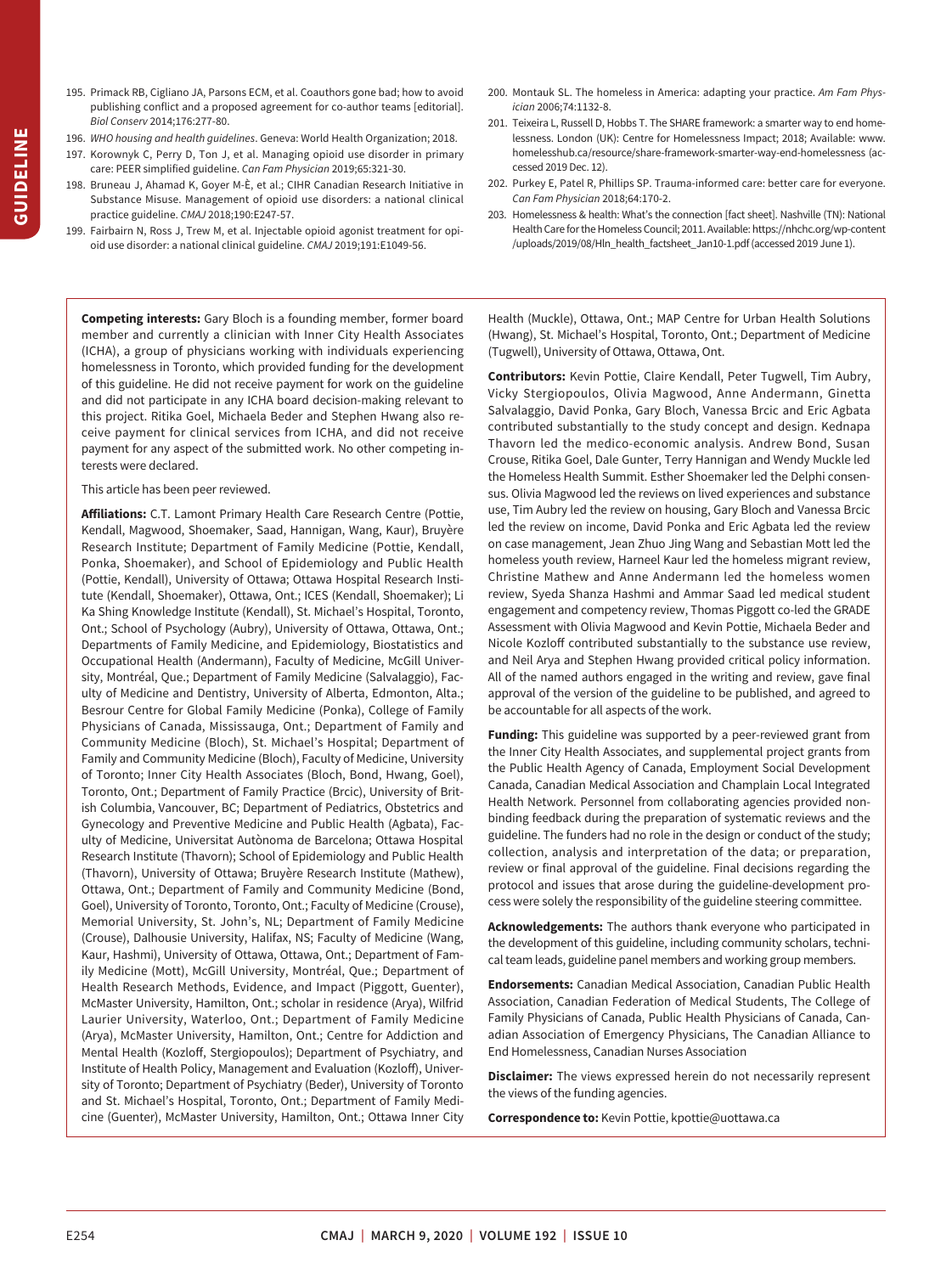195. Primack RB, Cigliano JA, Parsons ECM, et al. Coauthors gone bad; how to avoid publishing conflict and a proposed agreement for co-author teams [editorial]. *Biol Conserv* 2014;176:277-80.
196. *WHO housing and health guidelines*. Geneva: World Health Organization; 2018.
197. Korownyk C, Perry D, Ton J, et al. Managing opioid use disorder in primary care: PEER simplified guideline. *Can Fam Physician* 2019;65:321-30.
198. Bruneau J, Ahamad K, Goyer M-È, et al.; CIHR Canadian Research Initiative in Substance Misuse. Management of opioid use disorders: a national clinical practice guideline. *CMAJ* 2018;190:E247-57.
199. Fairbairn N, Ross J, Trew M, et al. Injectable opioid agonist treatment for opioid use disorder: a national clinical guideline. *CMAJ* 2019;191:E1049-56.
200. Montauk SL. The homeless in America: adapting your practice. *Am Fam Physician* 2006;74:1132-8.
201. Teixeira L, Russell D, Hobbs T. The SHARE framework: a smarter way to end homelessness. London (UK): Centre for Homelessness Impact; 2018; Available: www.homelesshub.ca/resource/share-framework-smarter-way-end-homelessness (accessed 2019 Dec. 12).
202. Purkey E, Patel R, Phillips SP. Trauma-informed care: better care for everyone. *Can Fam Physician* 2018;64:170-2.
203. Homelessness & health: What's the connection [fact sheet]. Nashville (TN): National Health Care for the Homeless Council; 2011. Available: https://nhchc.org/wp-content/uploads/2019/08/Hln_health_factsheet_Jan10-1.pdf (accessed 2019 June 1).

**Competing interests:** Gary Bloch is a founding member, former board member and currently a clinician with Inner City Health Associates (ICHA), a group of physicians working with individuals experiencing homelessness in Toronto, which provided funding for the development of this guideline. He did not receive payment for work on the guideline and did not participate in any ICHA board decision-making relevant to this project. Ritika Goel, Michaela Beder and Stephen Hwang also receive payment for clinical services from ICHA, and did not receive payment for any aspect of the submitted work. No other competing interests were declared.

This article has been peer reviewed.

**Affiliations:** C.T. Lamont Primary Health Care Research Centre (Pottie, Kendall, Magwood, Shoemaker, Saad, Hannigan, Wang, Kaur), Bruyère Research Institute; Department of Family Medicine (Pottie, Kendall, Ponka, Shoemaker), and School of Epidemiology and Public Health (Pottie, Kendall), University of Ottawa; Ottawa Hospital Research Institute (Kendall, Shoemaker), Ottawa, Ont.; ICES (Kendall, Shoemaker); Li Ka Shing Knowledge Institute (Kendall), St. Michael's Hospital, Toronto, Ont.; School of Psychology (Aubry), University of Ottawa, Ottawa, Ont.; Departments of Family Medicine, and Epidemiology, Biostatistics and Occupational Health (Andermann), Faculty of Medicine, McGill University, Montréal, Que.; Department of Family Medicine (Salvalaggio), Faculty of Medicine and Dentistry, University of Alberta, Edmonton, Alta.; Besrour Centre for Global Family Medicine (Ponka), College of Family Physicians of Canada, Mississauga, Ont.; Department of Family and Community Medicine (Bloch), St. Michael's Hospital; Department of Family and Community Medicine (Bloch), Faculty of Medicine, University of Toronto; Inner City Health Associates (Bloch, Bond, Hwang, Goel), Toronto, Ont.; Department of Family Practice (Brcic), University of British Columbia, Vancouver, BC; Department of Pediatrics, Obstetrics and Gynecology and Preventive Medicine and Public Health (Agbata), Faculty of Medicine, Universitat Autònoma de Barcelona; Ottawa Hospital Research Institute (Thavorn); School of Epidemiology and Public Health (Thavorn), University of Ottawa; Bruyère Research Institute (Mathew), Ottawa, Ont.; Department of Family and Community Medicine (Bond, Goel), University of Toronto, Toronto, Ont.; Faculty of Medicine (Crouse), Memorial University, St. John's, NL; Department of Family Medicine (Crouse), Dalhousie University, Halifax, NS; Faculty of Medicine (Wang, Kaur, Hashmi), University of Ottawa, Ottawa, Ont.; Department of Family Medicine (Mott), McGill University, Montréal, Que.; Department of Health Research Methods, Evidence, and Impact (Piggott, Guenter), McMaster University, Hamilton, Ont.; scholar in residence (Arya), Wilfrid Laurier University, Waterloo, Ont.; Department of Family Medicine (Arya), McMaster University, Hamilton, Ont.; Centre for Addiction and Mental Health (Kozloff, Stergiopoulos); Department of Psychiatry, and Institute of Health Policy, Management and Evaluation (Kozloff), University of Toronto; Department of Psychiatry (Beder), University of Toronto and St. Michael's Hospital, Toronto, Ont.; Department of Family Medicine (Guenter), McMaster University, Hamilton, Ont.; Ottawa Inner City Health (Muckle), Ottawa, Ont.; MAP Centre for Urban Health Solutions (Hwang), St. Michael's Hospital, Toronto, Ont.; Department of Medicine (Tugwell), University of Ottawa, Ottawa, Ont.

**Contributors:** Kevin Pottie, Claire Kendall, Peter Tugwell, Tim Aubry, Vicky Stergiopoulos, Olivia Magwood, Anne Andermann, Ginetta Salvalaggio, David Ponka, Gary Bloch, Vanessa Brcic and Eric Agbata contributed substantially to the study concept and design. Kednapa Thavorn led the medico-economic analysis. Andrew Bond, Susan Crouse, Ritika Goel, Dale Gunter, Terry Hannigan and Wendy Muckle led the Homeless Health Summit. Esther Shoemaker led the Delphi consensus. Olivia Magwood led the reviews on lived experiences and substance use, Tim Aubry led the review on housing, Gary Bloch and Vanessa Brcic led the review on income, David Ponka and Eric Agbata led the review on case management, Jean Zhuo Jing Wang and Sebastian Mott led the homeless youth review, Harneel Kaur led the homeless migrant review, Christine Mathew and Anne Andermann led the homeless women review, Syeda Shanza Hashmi and Ammar Saad led medical student engagement and competency review, Thomas Piggott co-led the GRADE Assessment with Olivia Magwood and Kevin Pottie, Michaela Beder and Nicole Kozloff contributed substantially to the substance use review, and Neil Arya and Stephen Hwang provided critical policy information. All of the named authors engaged in the writing and review, gave final approval of the version of the guideline to be published, and agreed to be accountable for all aspects of the work.

**Funding:** This guideline was supported by a peer-reviewed grant from the Inner City Health Associates, and supplemental project grants from the Public Health Agency of Canada, Employment Social Development Canada, Canadian Medical Association and Champlain Local Integrated Health Network. Personnel from collaborating agencies provided nonbinding feedback during the preparation of systematic reviews and the guideline. The funders had no role in the design or conduct of the study; collection, analysis and interpretation of the data; or preparation, review or final approval of the guideline. Final decisions regarding the protocol and issues that arose during the guideline-development process were solely the responsibility of the guideline steering committee.

**Acknowledgements:** The authors thank everyone who participated in the development of this guideline, including community scholars, technical team leads, guideline panel members and working group members.

**Endorsements:** Canadian Medical Association, Canadian Public Health Association, Canadian Federation of Medical Students, The College of Family Physicians of Canada, Public Health Physicians of Canada, Canadian Association of Emergency Physicians, The Canadian Alliance to End Homelessness, Canadian Nurses Association

**Disclaimer:** The views expressed herein do not necessarily represent the views of the funding agencies.

**Correspondence to:** Kevin Pottie, kpottie@uottawa.ca